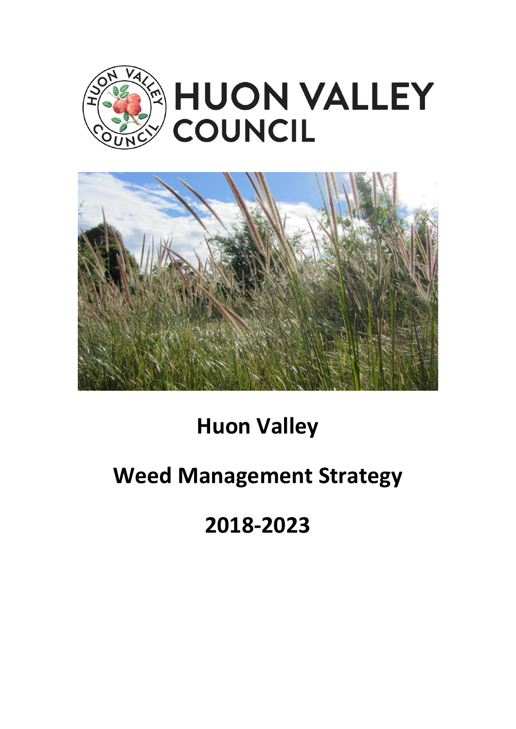HUON VALLEY COUNCIL

# Huon Valley

# Weed Management Strategy

# 2018-2023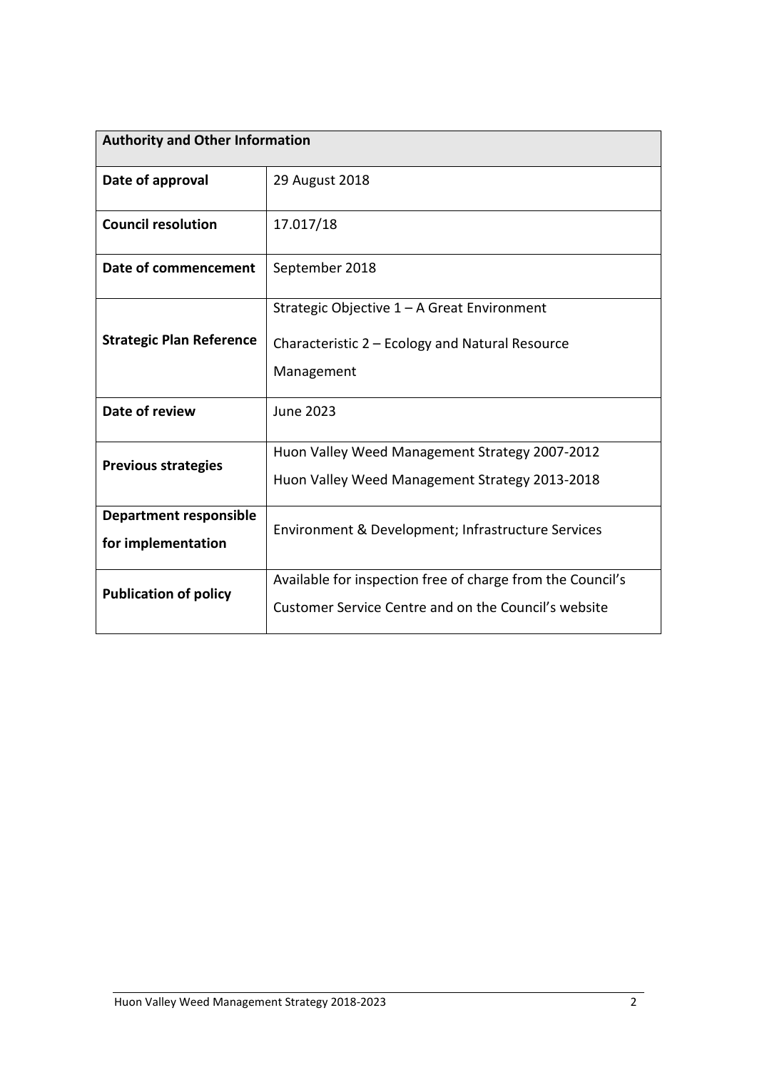| Authority and Other Information | |
|---|---|
| **Date of approval** | 29 August 2018 |
| **Council resolution** | 17.017/18 |
| **Date of commencement** | September 2018 |
| **Strategic Plan Reference** | Strategic Objective 1 – A Great Environment<br>Characteristic 2 – Ecology and Natural Resource Management |
| **Date of review** | June 2023 |
| **Previous strategies** | Huon Valley Weed Management Strategy 2007-2012<br>Huon Valley Weed Management Strategy 2013-2018 |
| **Department responsible for implementation** | Environment & Development; Infrastructure Services |
| **Publication of policy** | Available for inspection free of charge from the Council's Customer Service Centre and on the Council's website |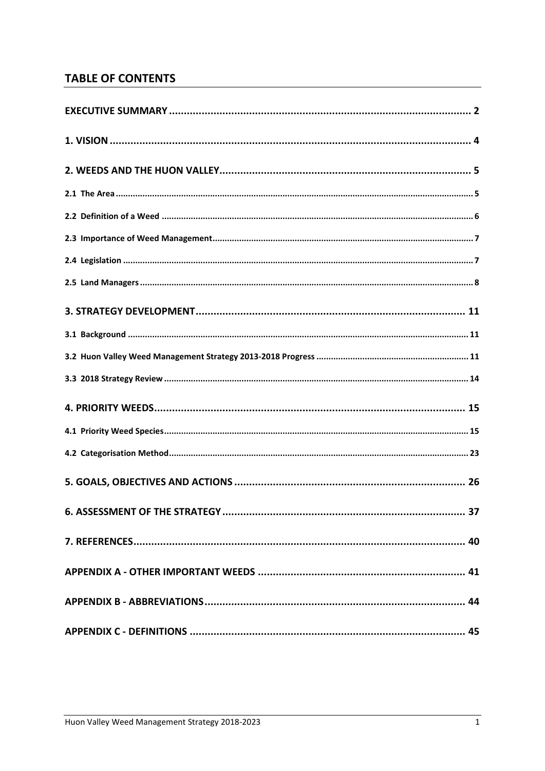## TABLE OF CONTENTS

**EXECUTIVE SUMMARY** ..... 2

**1. VISION** ..... 4

**2. WEEDS AND THE HUON VALLEY** ..... 5

**2.1 The Area** ..... 5

**2.2 Definition of a Weed** ..... 6

**2.3 Importance of Weed Management** ..... 7

**2.4 Legislation** ..... 7

**2.5 Land Managers** ..... 8

**3. STRATEGY DEVELOPMENT** ..... 11

**3.1 Background** ..... 11

**3.2 Huon Valley Weed Management Strategy 2013-2018 Progress** ..... 11

**3.3 2018 Strategy Review** ..... 14

**4. PRIORITY WEEDS** ..... 15

**4.1 Priority Weed Species** ..... 15

**4.2 Categorisation Method** ..... 23

**5. GOALS, OBJECTIVES AND ACTIONS** ..... 26

**6. ASSESSMENT OF THE STRATEGY** ..... 37

**7. REFERENCES** ..... 40

**APPENDIX A - OTHER IMPORTANT WEEDS** ..... 41

**APPENDIX B - ABBREVIATIONS** ..... 44

**APPENDIX C - DEFINITIONS** ..... 45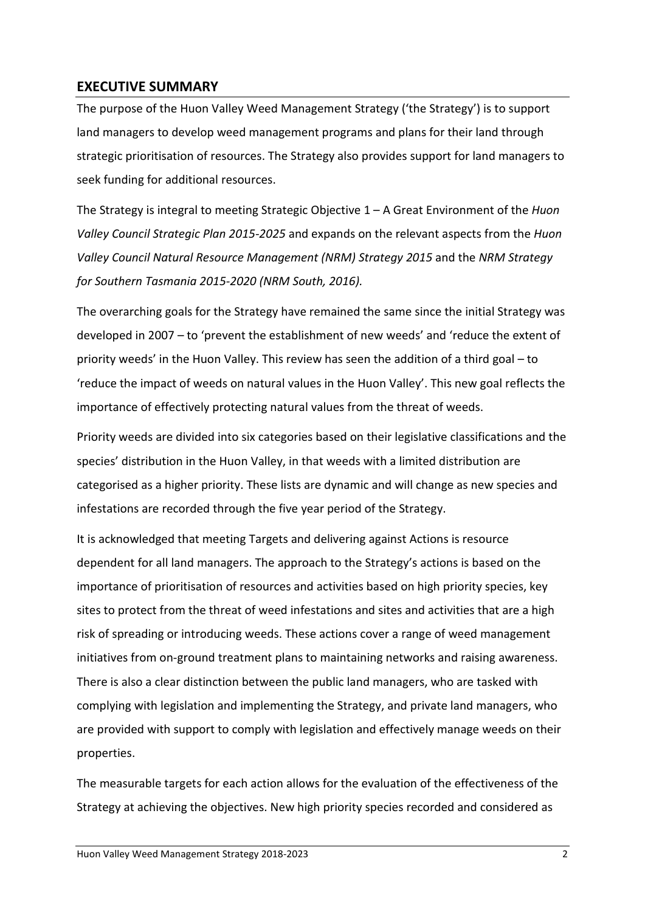## EXECUTIVE SUMMARY

The purpose of the Huon Valley Weed Management Strategy ('the Strategy') is to support land managers to develop weed management programs and plans for their land through strategic prioritisation of resources. The Strategy also provides support for land managers to seek funding for additional resources.

The Strategy is integral to meeting Strategic Objective 1 – A Great Environment of the *Huon Valley Council Strategic Plan 2015-2025* and expands on the relevant aspects from the *Huon Valley Council Natural Resource Management (NRM) Strategy 2015* and the *NRM Strategy for Southern Tasmania 2015-2020 (NRM South, 2016).*

The overarching goals for the Strategy have remained the same since the initial Strategy was developed in 2007 – to 'prevent the establishment of new weeds' and 'reduce the extent of priority weeds' in the Huon Valley. This review has seen the addition of a third goal – to 'reduce the impact of weeds on natural values in the Huon Valley'. This new goal reflects the importance of effectively protecting natural values from the threat of weeds.

Priority weeds are divided into six categories based on their legislative classifications and the species' distribution in the Huon Valley, in that weeds with a limited distribution are categorised as a higher priority. These lists are dynamic and will change as new species and infestations are recorded through the five year period of the Strategy.

It is acknowledged that meeting Targets and delivering against Actions is resource dependent for all land managers. The approach to the Strategy's actions is based on the importance of prioritisation of resources and activities based on high priority species, key sites to protect from the threat of weed infestations and sites and activities that are a high risk of spreading or introducing weeds. These actions cover a range of weed management initiatives from on-ground treatment plans to maintaining networks and raising awareness. There is also a clear distinction between the public land managers, who are tasked with complying with legislation and implementing the Strategy, and private land managers, who are provided with support to comply with legislation and effectively manage weeds on their properties.

The measurable targets for each action allows for the evaluation of the effectiveness of the Strategy at achieving the objectives. New high priority species recorded and considered as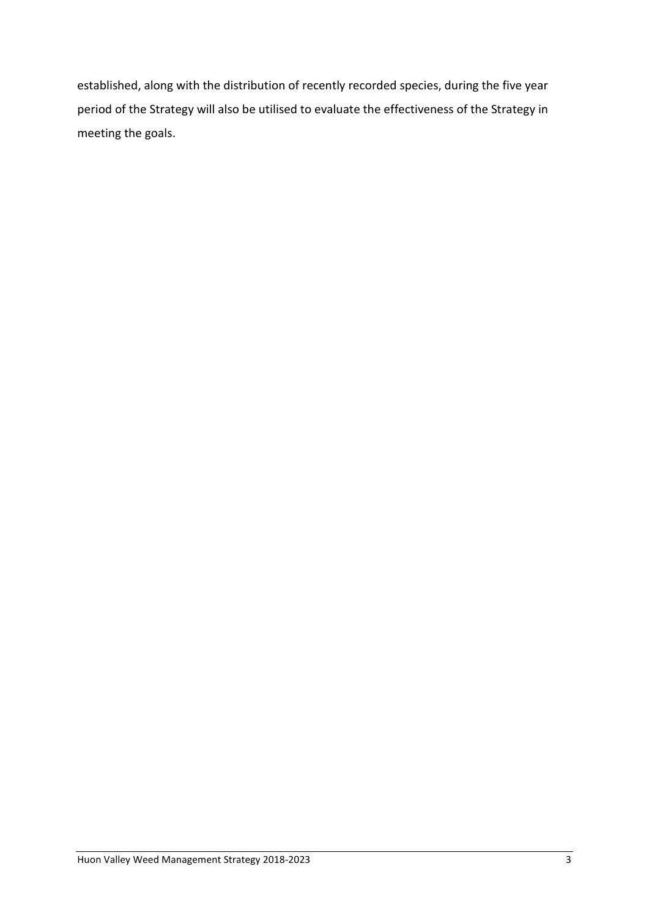established, along with the distribution of recently recorded species, during the five year period of the Strategy will also be utilised to evaluate the effectiveness of the Strategy in meeting the goals.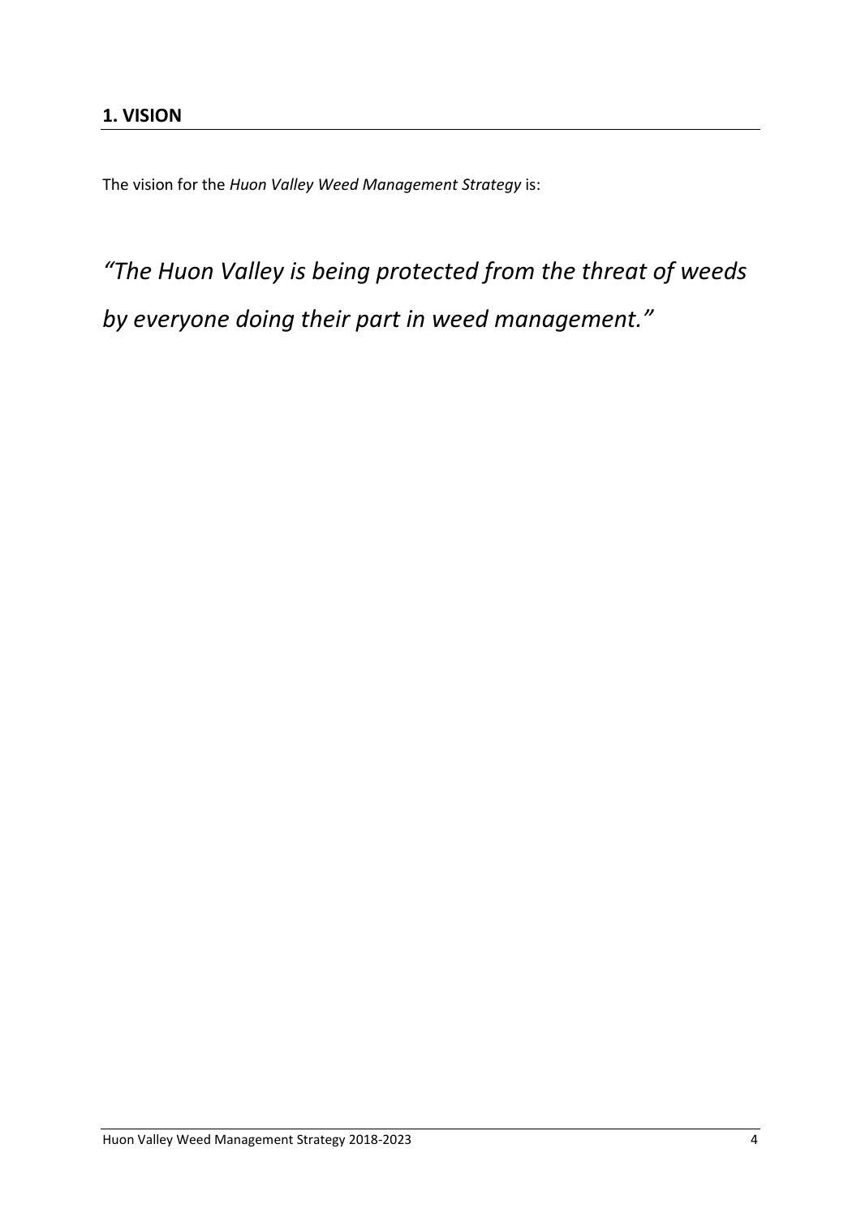## 1. VISION

The vision for the *Huon Valley Weed Management Strategy* is:

*"The Huon Valley is being protected from the threat of weeds by everyone doing their part in weed management."*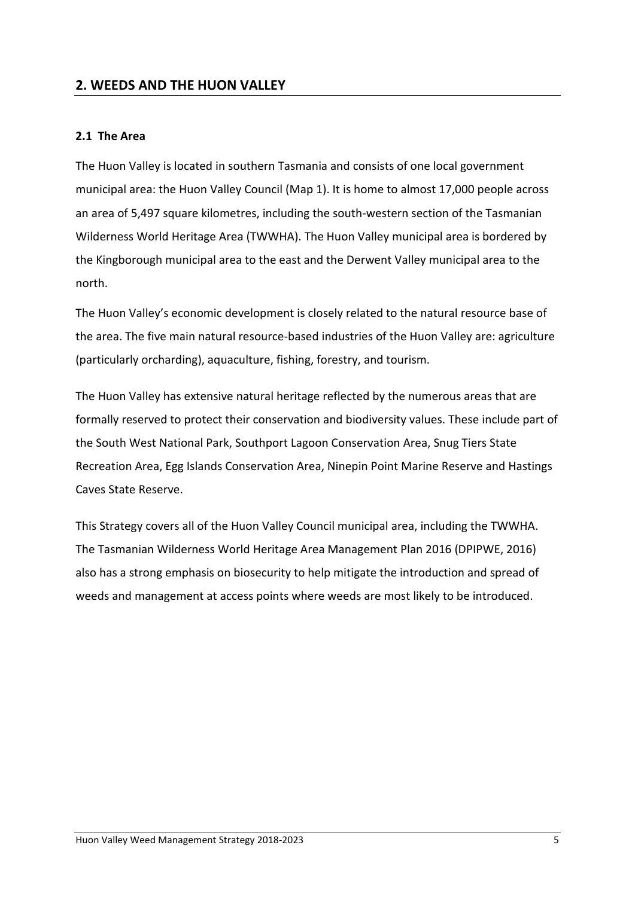## 2. WEEDS AND THE HUON VALLEY

### 2.1 The Area

The Huon Valley is located in southern Tasmania and consists of one local government municipal area: the Huon Valley Council (Map 1). It is home to almost 17,000 people across an area of 5,497 square kilometres, including the south-western section of the Tasmanian Wilderness World Heritage Area (TWWHA). The Huon Valley municipal area is bordered by the Kingborough municipal area to the east and the Derwent Valley municipal area to the north.

The Huon Valley's economic development is closely related to the natural resource base of the area. The five main natural resource-based industries of the Huon Valley are: agriculture (particularly orcharding), aquaculture, fishing, forestry, and tourism.

The Huon Valley has extensive natural heritage reflected by the numerous areas that are formally reserved to protect their conservation and biodiversity values. These include part of the South West National Park, Southport Lagoon Conservation Area, Snug Tiers State Recreation Area, Egg Islands Conservation Area, Ninepin Point Marine Reserve and Hastings Caves State Reserve.

This Strategy covers all of the Huon Valley Council municipal area, including the TWWHA. The Tasmanian Wilderness World Heritage Area Management Plan 2016 (DPIPWE, 2016) also has a strong emphasis on biosecurity to help mitigate the introduction and spread of weeds and management at access points where weeds are most likely to be introduced.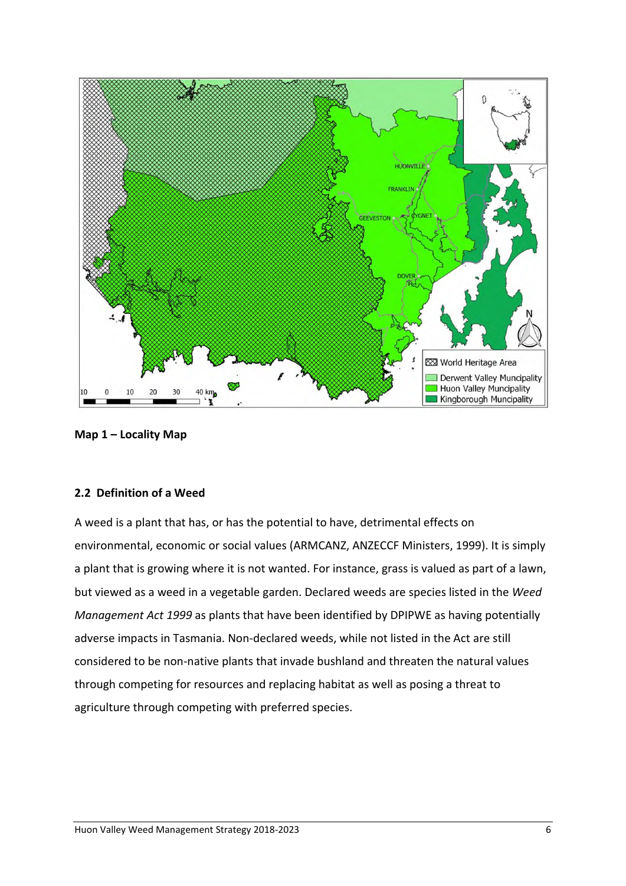**Map 1 – Locality Map**

### 2.2 Definition of a Weed

A weed is a plant that has, or has the potential to have, detrimental effects on environmental, economic or social values (ARMCANZ, ANZECCF Ministers, 1999). It is simply a plant that is growing where it is not wanted. For instance, grass is valued as part of a lawn, but viewed as a weed in a vegetable garden. Declared weeds are species listed in the *Weed Management Act 1999* as plants that have been identified by DPIPWE as having potentially adverse impacts in Tasmania. Non-declared weeds, while not listed in the Act are still considered to be non-native plants that invade bushland and threaten the natural values through competing for resources and replacing habitat as well as posing a threat to agriculture through competing with preferred species.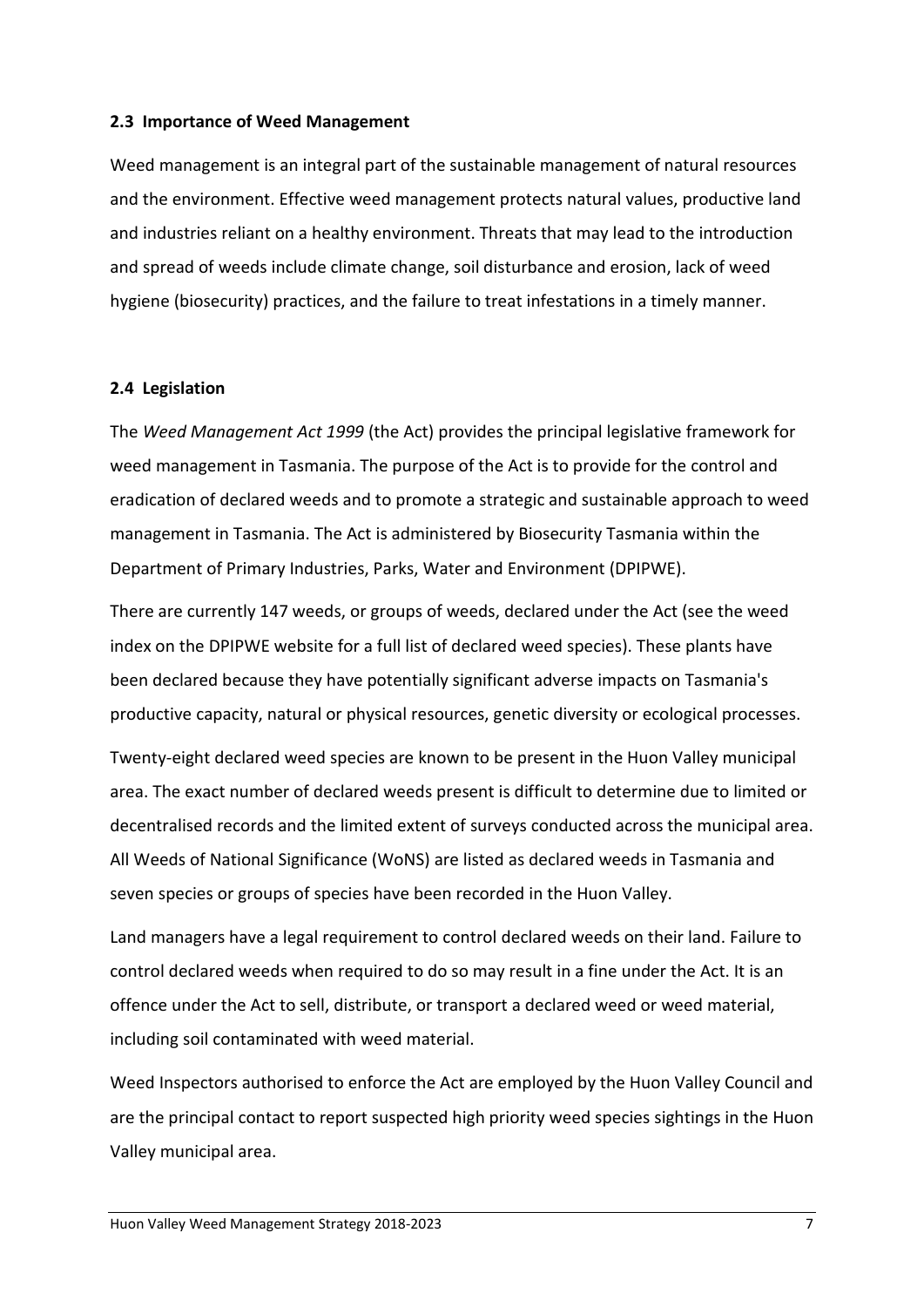### 2.3 Importance of Weed Management

Weed management is an integral part of the sustainable management of natural resources and the environment. Effective weed management protects natural values, productive land and industries reliant on a healthy environment. Threats that may lead to the introduction and spread of weeds include climate change, soil disturbance and erosion, lack of weed hygiene (biosecurity) practices, and the failure to treat infestations in a timely manner.

### 2.4 Legislation

The *Weed Management Act 1999* (the Act) provides the principal legislative framework for weed management in Tasmania. The purpose of the Act is to provide for the control and eradication of declared weeds and to promote a strategic and sustainable approach to weed management in Tasmania. The Act is administered by Biosecurity Tasmania within the Department of Primary Industries, Parks, Water and Environment (DPIPWE).

There are currently 147 weeds, or groups of weeds, declared under the Act (see the weed index on the DPIPWE website for a full list of declared weed species). These plants have been declared because they have potentially significant adverse impacts on Tasmania's productive capacity, natural or physical resources, genetic diversity or ecological processes.

Twenty-eight declared weed species are known to be present in the Huon Valley municipal area. The exact number of declared weeds present is difficult to determine due to limited or decentralised records and the limited extent of surveys conducted across the municipal area. All Weeds of National Significance (WoNS) are listed as declared weeds in Tasmania and seven species or groups of species have been recorded in the Huon Valley.

Land managers have a legal requirement to control declared weeds on their land. Failure to control declared weeds when required to do so may result in a fine under the Act. It is an offence under the Act to sell, distribute, or transport a declared weed or weed material, including soil contaminated with weed material.

Weed Inspectors authorised to enforce the Act are employed by the Huon Valley Council and are the principal contact to report suspected high priority weed species sightings in the Huon Valley municipal area.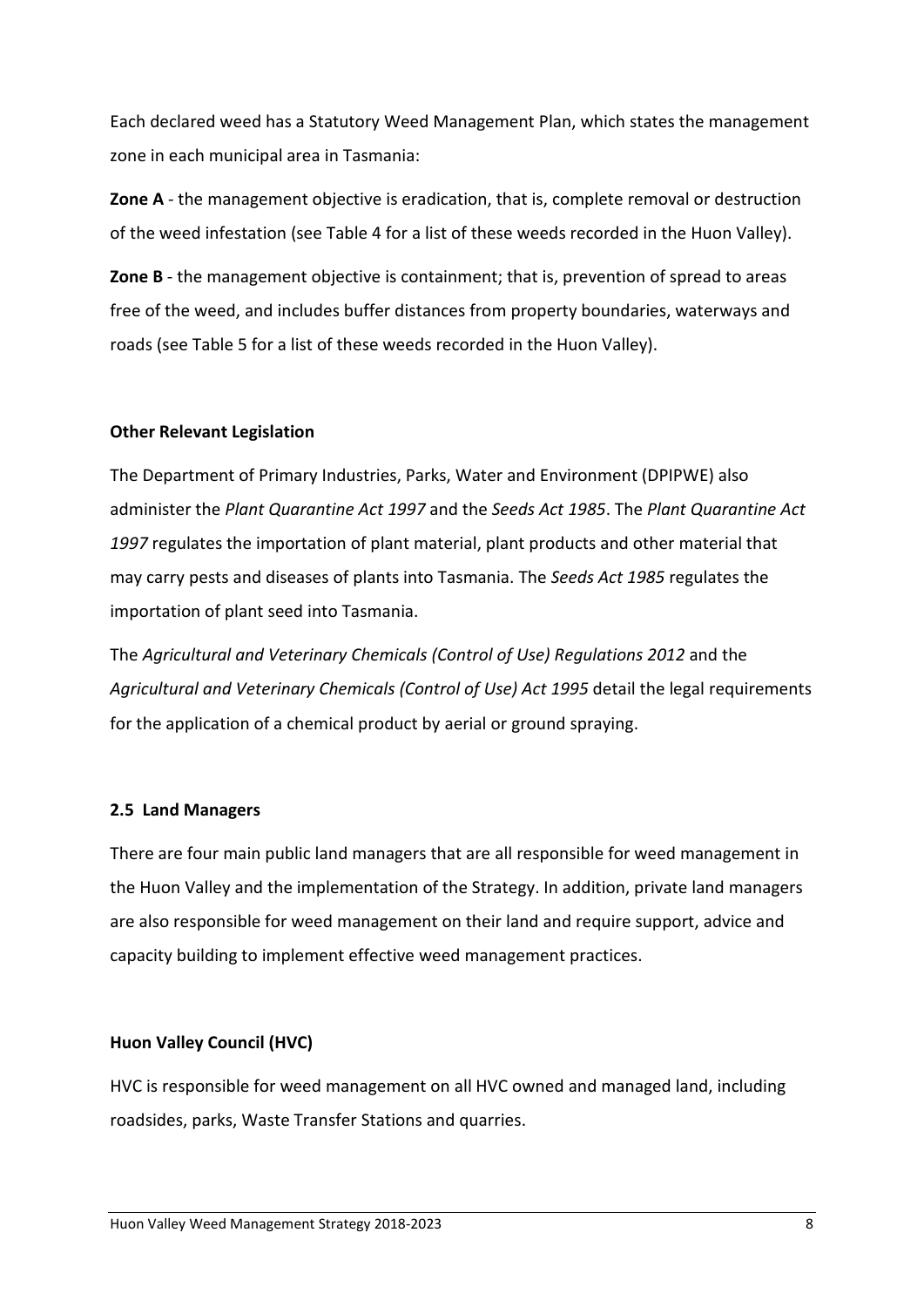Each declared weed has a Statutory Weed Management Plan, which states the management zone in each municipal area in Tasmania:

**Zone A** - the management objective is eradication, that is, complete removal or destruction of the weed infestation (see Table 4 for a list of these weeds recorded in the Huon Valley).

**Zone B** - the management objective is containment; that is, prevention of spread to areas free of the weed, and includes buffer distances from property boundaries, waterways and roads (see Table 5 for a list of these weeds recorded in the Huon Valley).

### Other Relevant Legislation

The Department of Primary Industries, Parks, Water and Environment (DPIPWE) also administer the *Plant Quarantine Act 1997* and the *Seeds Act 1985*. The *Plant Quarantine Act 1997* regulates the importation of plant material, plant products and other material that may carry pests and diseases of plants into Tasmania. The *Seeds Act 1985* regulates the importation of plant seed into Tasmania.

The *Agricultural and Veterinary Chemicals (Control of Use) Regulations 2012* and the *Agricultural and Veterinary Chemicals (Control of Use) Act 1995* detail the legal requirements for the application of a chemical product by aerial or ground spraying.

## 2.5 Land Managers

There are four main public land managers that are all responsible for weed management in the Huon Valley and the implementation of the Strategy. In addition, private land managers are also responsible for weed management on their land and require support, advice and capacity building to implement effective weed management practices.

### Huon Valley Council (HVC)

HVC is responsible for weed management on all HVC owned and managed land, including roadsides, parks, Waste Transfer Stations and quarries.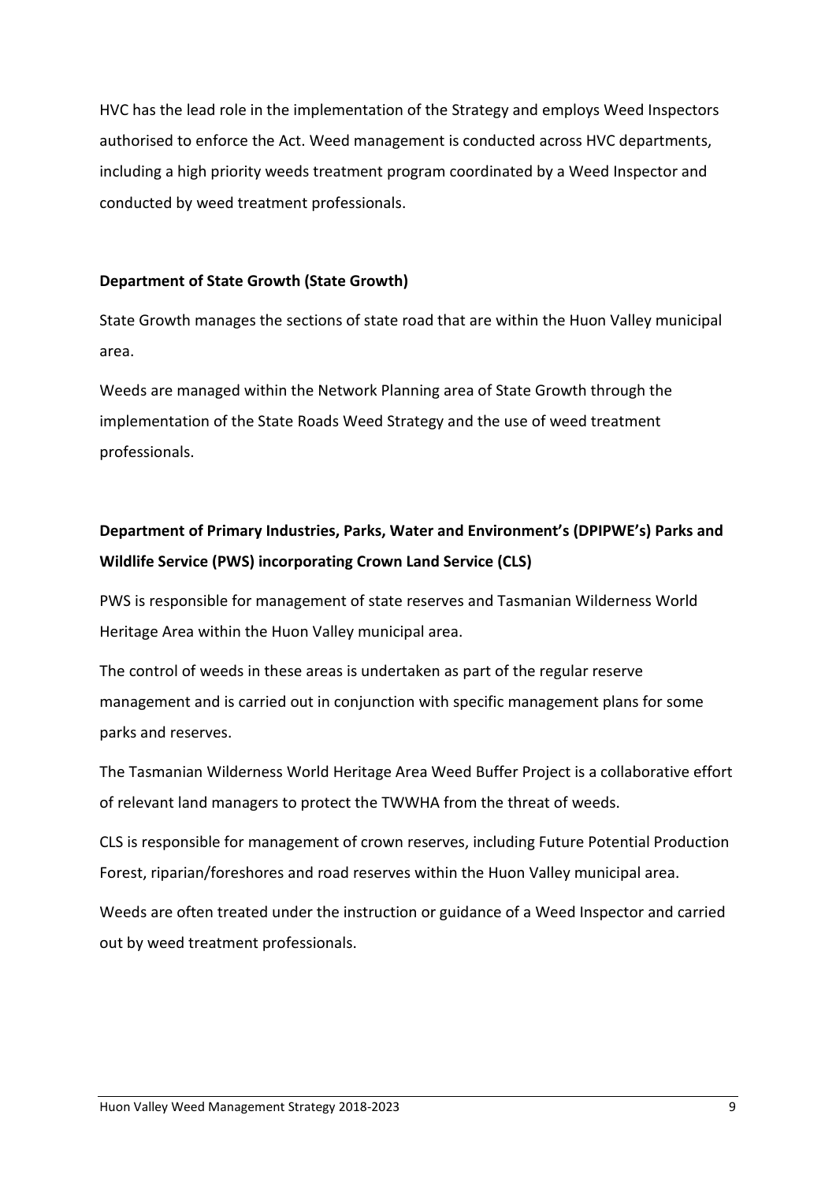HVC has the lead role in the implementation of the Strategy and employs Weed Inspectors authorised to enforce the Act. Weed management is conducted across HVC departments, including a high priority weeds treatment program coordinated by a Weed Inspector and conducted by weed treatment professionals.

**Department of State Growth (State Growth)**

State Growth manages the sections of state road that are within the Huon Valley municipal area.

Weeds are managed within the Network Planning area of State Growth through the implementation of the State Roads Weed Strategy and the use of weed treatment professionals.

**Department of Primary Industries, Parks, Water and Environment's (DPIPWE's) Parks and Wildlife Service (PWS) incorporating Crown Land Service (CLS)**

PWS is responsible for management of state reserves and Tasmanian Wilderness World Heritage Area within the Huon Valley municipal area.

The control of weeds in these areas is undertaken as part of the regular reserve management and is carried out in conjunction with specific management plans for some parks and reserves.

The Tasmanian Wilderness World Heritage Area Weed Buffer Project is a collaborative effort of relevant land managers to protect the TWWHA from the threat of weeds.

CLS is responsible for management of crown reserves, including Future Potential Production Forest, riparian/foreshores and road reserves within the Huon Valley municipal area.

Weeds are often treated under the instruction or guidance of a Weed Inspector and carried out by weed treatment professionals.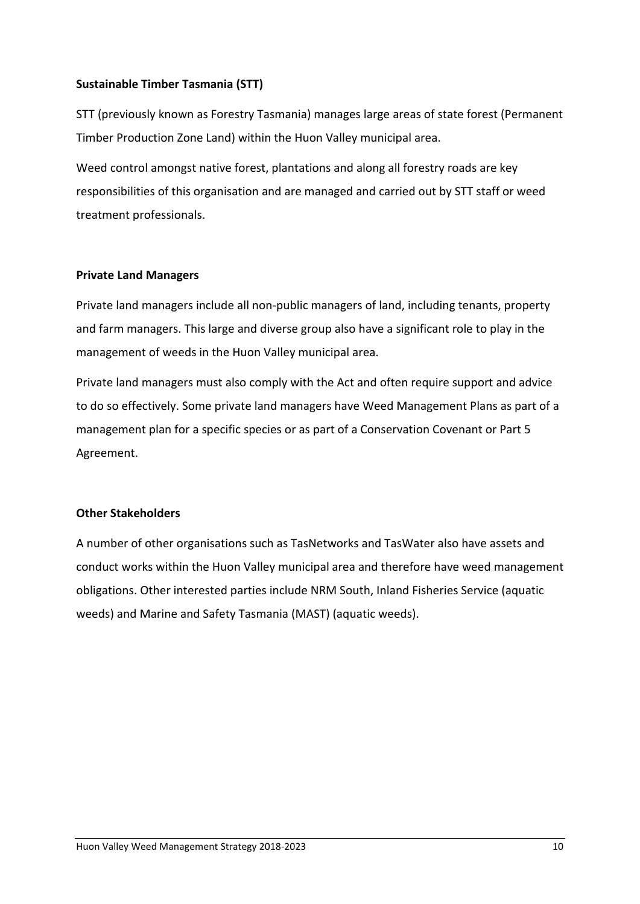**Sustainable Timber Tasmania (STT)**

STT (previously known as Forestry Tasmania) manages large areas of state forest (Permanent Timber Production Zone Land) within the Huon Valley municipal area.

Weed control amongst native forest, plantations and along all forestry roads are key responsibilities of this organisation and are managed and carried out by STT staff or weed treatment professionals.

**Private Land Managers**

Private land managers include all non-public managers of land, including tenants, property and farm managers. This large and diverse group also have a significant role to play in the management of weeds in the Huon Valley municipal area.

Private land managers must also comply with the Act and often require support and advice to do so effectively. Some private land managers have Weed Management Plans as part of a management plan for a specific species or as part of a Conservation Covenant or Part 5 Agreement.

**Other Stakeholders**

A number of other organisations such as TasNetworks and TasWater also have assets and conduct works within the Huon Valley municipal area and therefore have weed management obligations. Other interested parties include NRM South, Inland Fisheries Service (aquatic weeds) and Marine and Safety Tasmania (MAST) (aquatic weeds).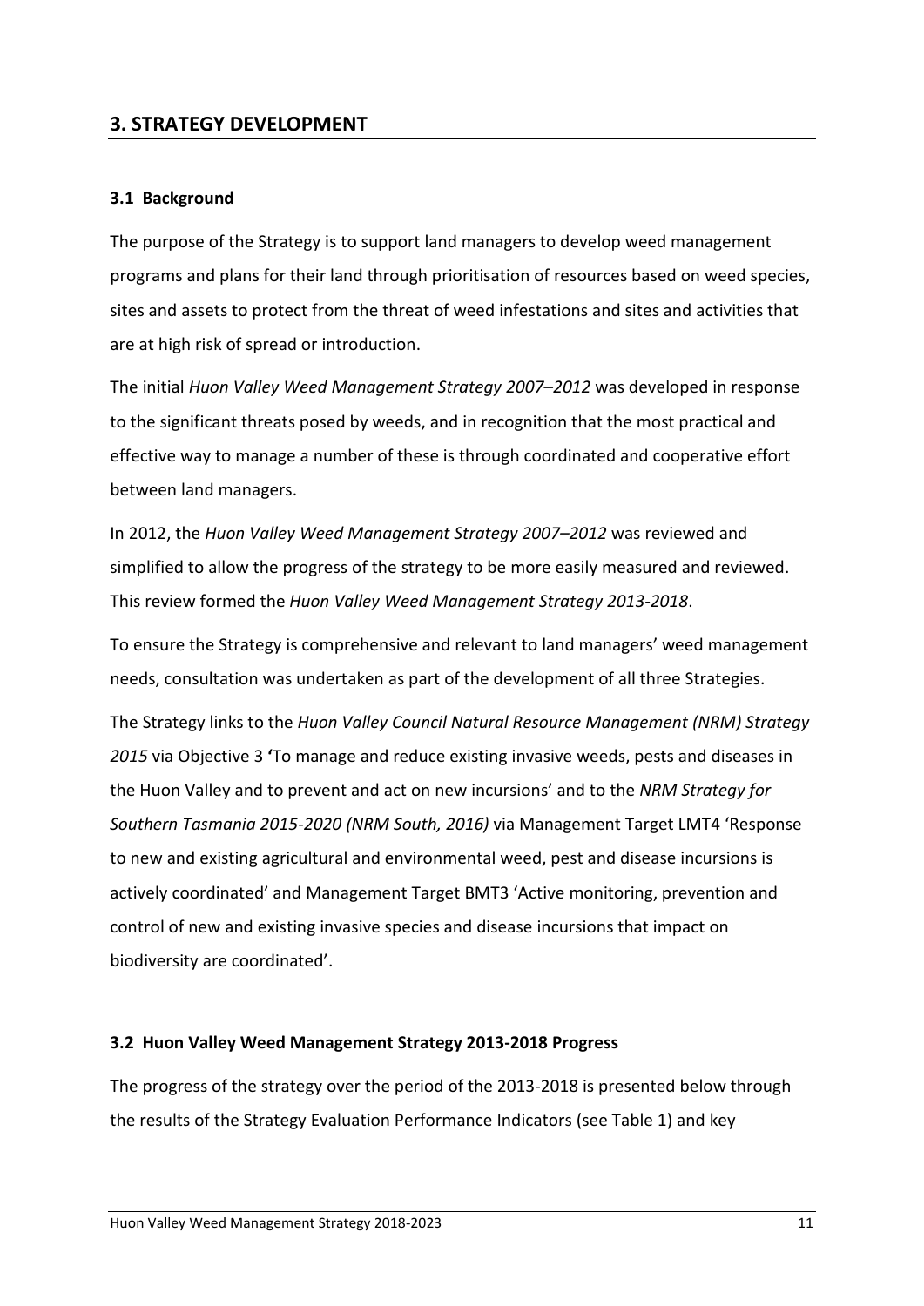## 3. STRATEGY DEVELOPMENT

### 3.1 Background

The purpose of the Strategy is to support land managers to develop weed management programs and plans for their land through prioritisation of resources based on weed species, sites and assets to protect from the threat of weed infestations and sites and activities that are at high risk of spread or introduction.

The initial *Huon Valley Weed Management Strategy 2007–2012* was developed in response to the significant threats posed by weeds, and in recognition that the most practical and effective way to manage a number of these is through coordinated and cooperative effort between land managers.

In 2012, the *Huon Valley Weed Management Strategy 2007–2012* was reviewed and simplified to allow the progress of the strategy to be more easily measured and reviewed. This review formed the *Huon Valley Weed Management Strategy 2013-2018*.

To ensure the Strategy is comprehensive and relevant to land managers' weed management needs, consultation was undertaken as part of the development of all three Strategies.

The Strategy links to the *Huon Valley Council Natural Resource Management (NRM) Strategy 2015* via Objective 3 'To manage and reduce existing invasive weeds, pests and diseases in the Huon Valley and to prevent and act on new incursions' and to the *NRM Strategy for Southern Tasmania 2015-2020 (NRM South, 2016)* via Management Target LMT4 'Response to new and existing agricultural and environmental weed, pest and disease incursions is actively coordinated' and Management Target BMT3 'Active monitoring, prevention and control of new and existing invasive species and disease incursions that impact on biodiversity are coordinated'.

### 3.2 Huon Valley Weed Management Strategy 2013-2018 Progress

The progress of the strategy over the period of the 2013-2018 is presented below through the results of the Strategy Evaluation Performance Indicators (see Table 1) and key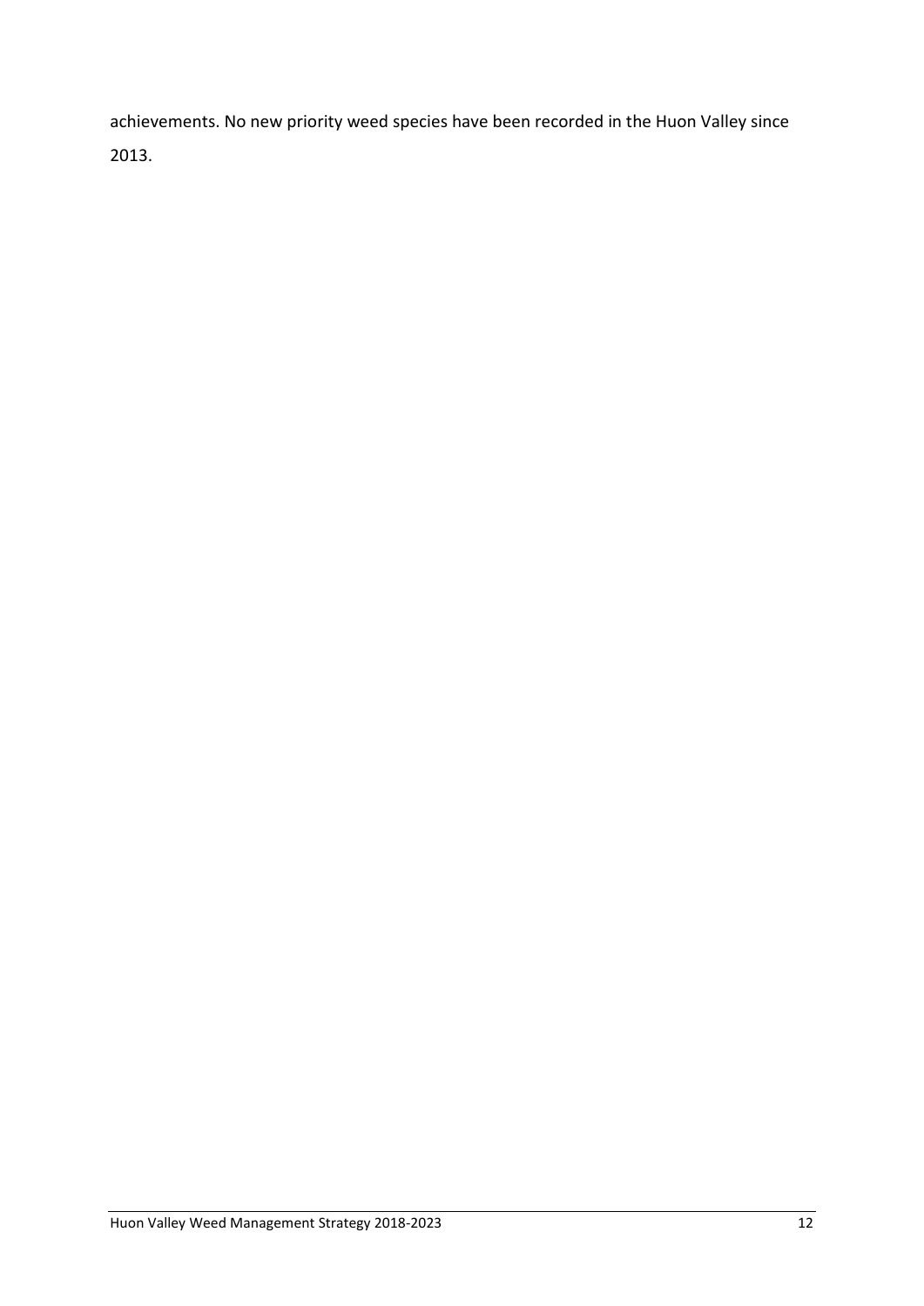achievements. No new priority weed species have been recorded in the Huon Valley since 2013.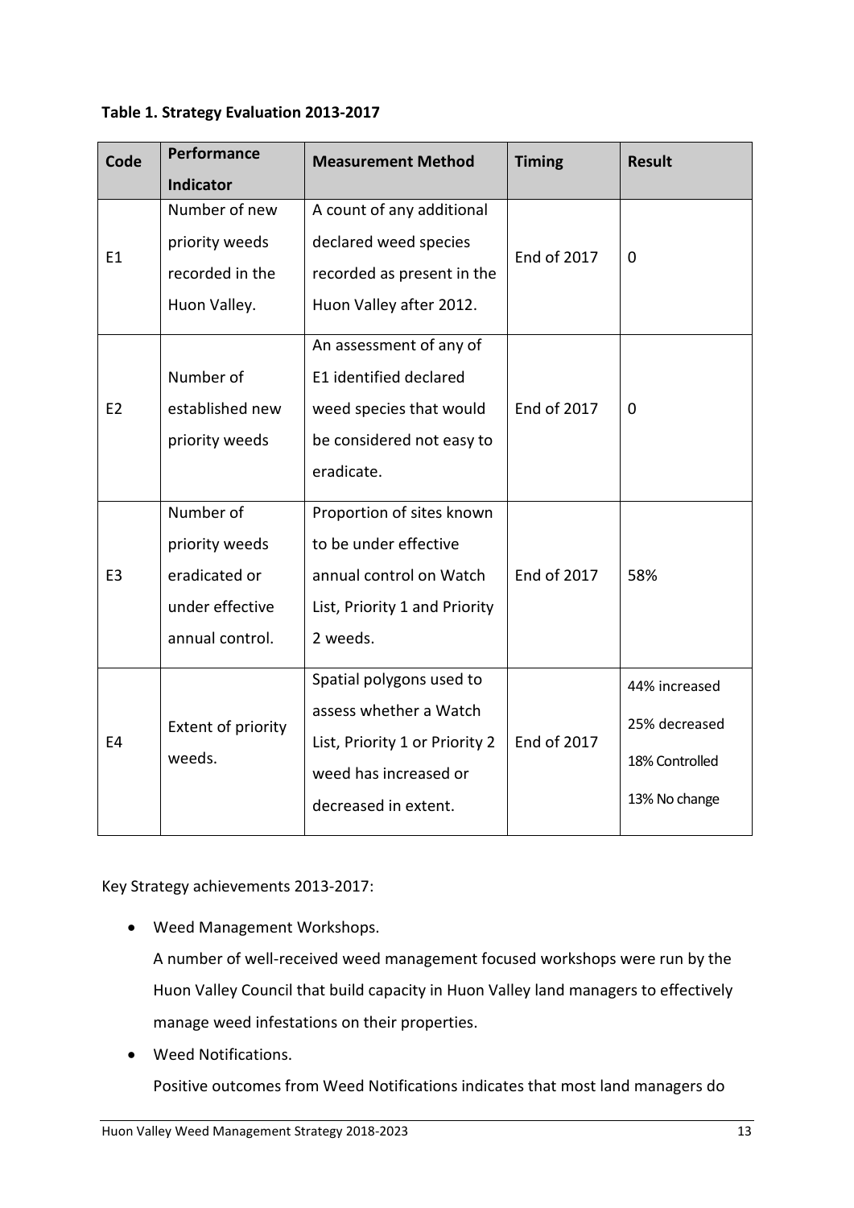**Table 1. Strategy Evaluation 2013-2017**

| Code | Performance Indicator | Measurement Method | Timing | Result |
|---|---|---|---|---|
| E1 | Number of new priority weeds recorded in the Huon Valley. | A count of any additional declared weed species recorded as present in the Huon Valley after 2012. | End of 2017 | 0 |
| E2 | Number of established new priority weeds | An assessment of any of E1 identified declared weed species that would be considered not easy to eradicate. | End of 2017 | 0 |
| E3 | Number of priority weeds eradicated or under effective annual control. | Proportion of sites known to be under effective annual control on Watch List, Priority 1 and Priority 2 weeds. | End of 2017 | 58% |
| E4 | Extent of priority weeds. | Spatial polygons used to assess whether a Watch List, Priority 1 or Priority 2 weed has increased or decreased in extent. | End of 2017 | 44% increased<br>25% decreased<br>18% Controlled<br>13% No change |

Key Strategy achievements 2013-2017:

- Weed Management Workshops.
  A number of well-received weed management focused workshops were run by the Huon Valley Council that build capacity in Huon Valley land managers to effectively manage weed infestations on their properties.
- Weed Notifications.
  Positive outcomes from Weed Notifications indicates that most land managers do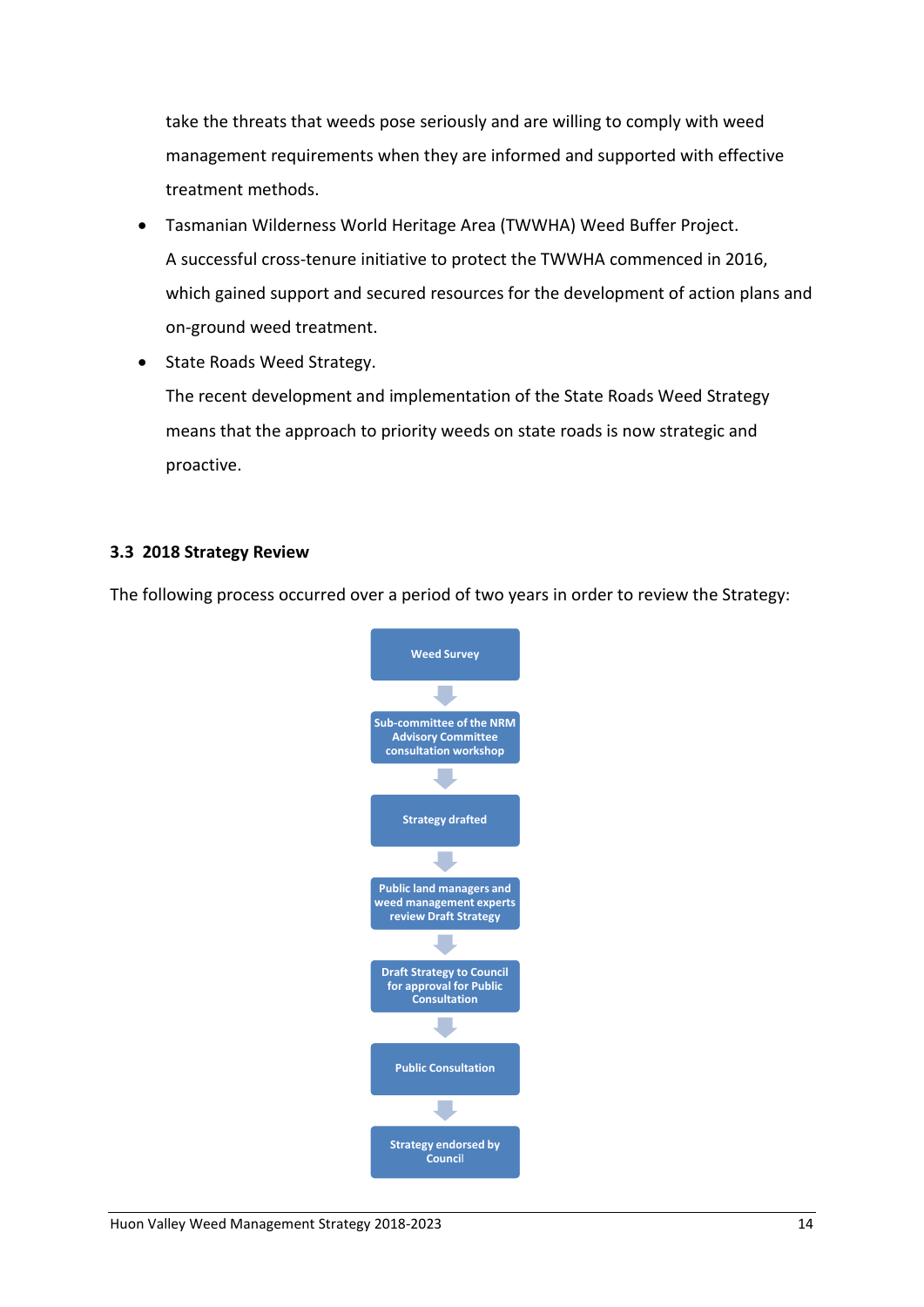take the threats that weeds pose seriously and are willing to comply with weed management requirements when they are informed and supported with effective treatment methods.

- Tasmanian Wilderness World Heritage Area (TWWHA) Weed Buffer Project.
  A successful cross-tenure initiative to protect the TWWHA commenced in 2016, which gained support and secured resources for the development of action plans and on-ground weed treatment.
- State Roads Weed Strategy.
  The recent development and implementation of the State Roads Weed Strategy means that the approach to priority weeds on state roads is now strategic and proactive.

### 3.3 2018 Strategy Review

The following process occurred over a period of two years in order to review the Strategy:

Weed Survey
↓
Sub-committee of the NRM Advisory Committee consultation workshop
↓
Strategy drafted
↓
Public land managers and weed management experts review Draft Strategy
↓
Draft Strategy to Council for approval for Public Consultation
↓
Public Consultation
↓
Strategy endorsed by Council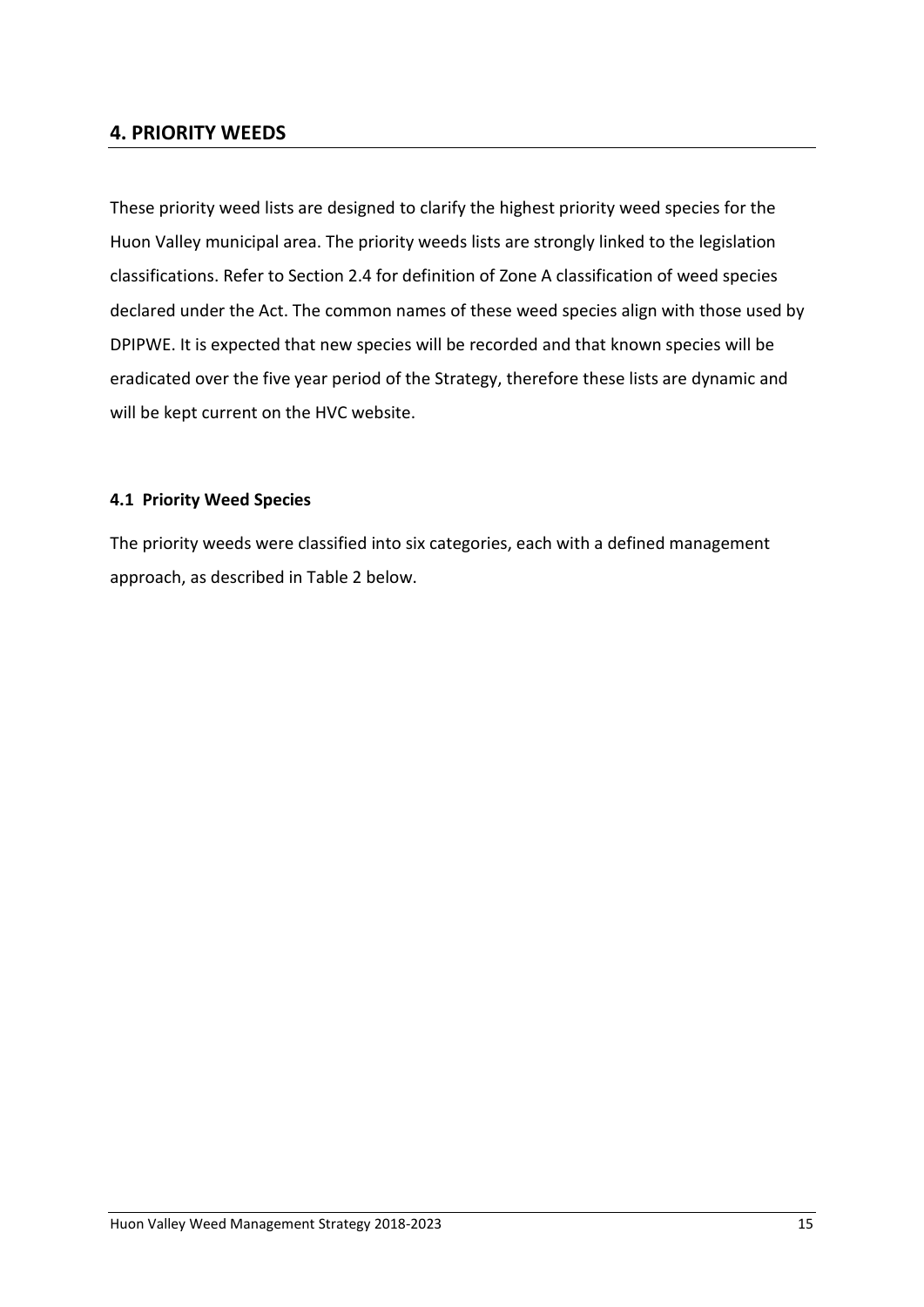## 4. PRIORITY WEEDS

These priority weed lists are designed to clarify the highest priority weed species for the Huon Valley municipal area. The priority weeds lists are strongly linked to the legislation classifications. Refer to Section 2.4 for definition of Zone A classification of weed species declared under the Act. The common names of these weed species align with those used by DPIPWE. It is expected that new species will be recorded and that known species will be eradicated over the five year period of the Strategy, therefore these lists are dynamic and will be kept current on the HVC website.

### 4.1 Priority Weed Species

The priority weeds were classified into six categories, each with a defined management approach, as described in Table 2 below.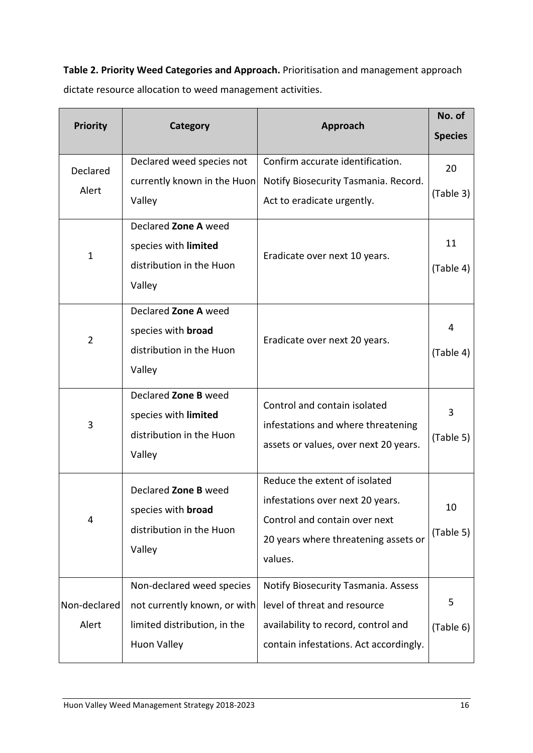**Table 2. Priority Weed Categories and Approach.** Prioritisation and management approach dictate resource allocation to weed management activities.

| Priority | Category | Approach | No. of Species |
|---|---|---|---|
| Declared Alert | Declared weed species not currently known in the Huon Valley | Confirm accurate identification. Notify Biosecurity Tasmania. Record. Act to eradicate urgently. | 20 (Table 3) |
| 1 | Declared **Zone A** weed species with **limited** distribution in the Huon Valley | Eradicate over next 10 years. | 11 (Table 4) |
| 2 | Declared **Zone A** weed species with **broad** distribution in the Huon Valley | Eradicate over next 20 years. | 4 (Table 4) |
| 3 | Declared **Zone B** weed species with **limited** distribution in the Huon Valley | Control and contain isolated infestations and where threatening assets or values, over next 20 years. | 3 (Table 5) |
| 4 | Declared **Zone B** weed species with **broad** distribution in the Huon Valley | Reduce the extent of isolated infestations over next 20 years. Control and contain over next 20 years where threatening assets or values. | 10 (Table 5) |
| Non-declared Alert | Non-declared weed species not currently known, or with limited distribution, in the Huon Valley | Notify Biosecurity Tasmania. Assess level of threat and resource availability to record, control and contain infestations. Act accordingly. | 5 (Table 6) |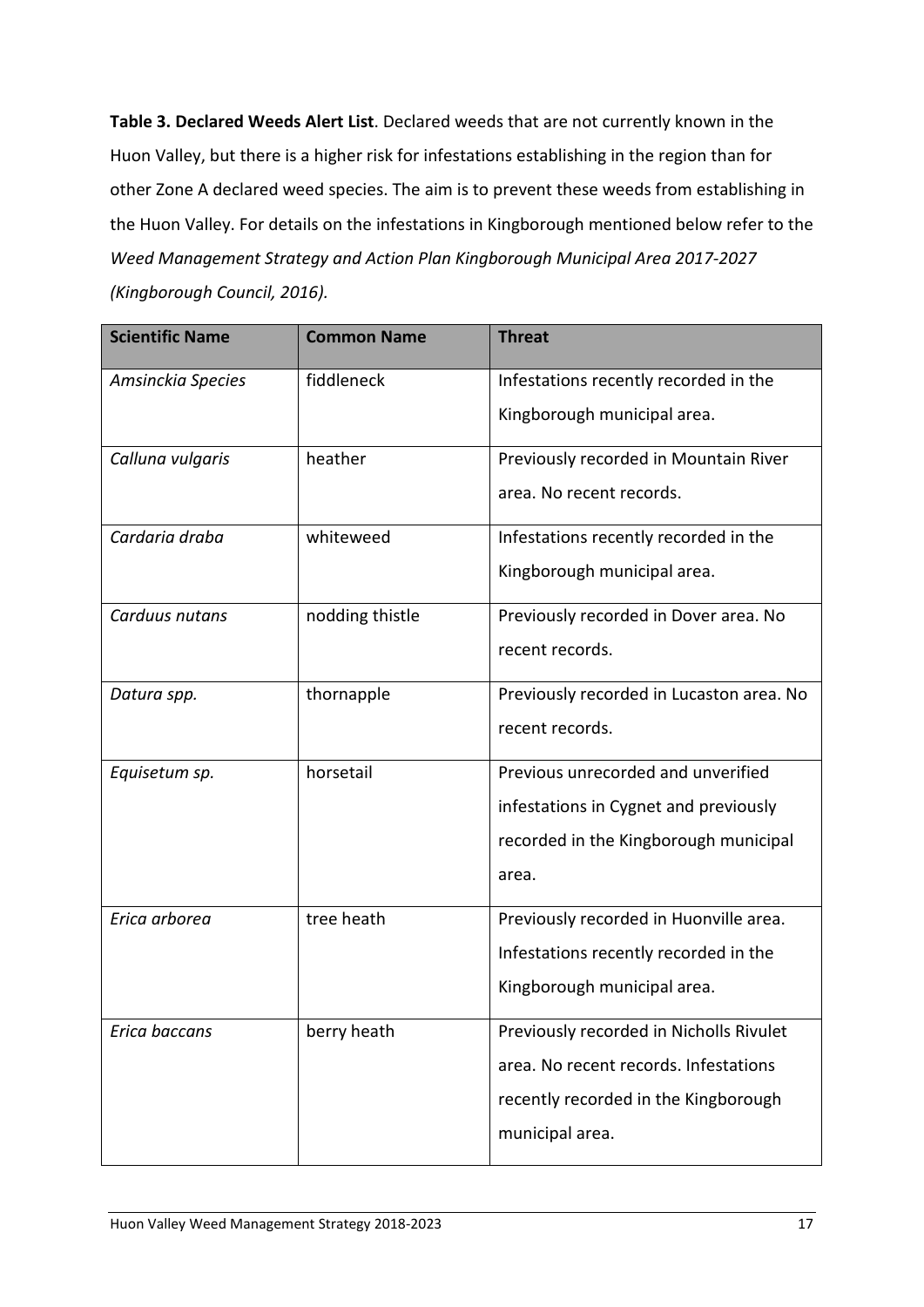**Table 3. Declared Weeds Alert List**. Declared weeds that are not currently known in the Huon Valley, but there is a higher risk for infestations establishing in the region than for other Zone A declared weed species. The aim is to prevent these weeds from establishing in the Huon Valley. For details on the infestations in Kingborough mentioned below refer to the *Weed Management Strategy and Action Plan Kingborough Municipal Area 2017-2027 (Kingborough Council, 2016).*

| Scientific Name | Common Name | Threat |
|---|---|---|
| *Amsinckia Species* | fiddleneck | Infestations recently recorded in the Kingborough municipal area. |
| *Calluna vulgaris* | heather | Previously recorded in Mountain River area. No recent records. |
| *Cardaria draba* | whiteweed | Infestations recently recorded in the Kingborough municipal area. |
| *Carduus nutans* | nodding thistle | Previously recorded in Dover area. No recent records. |
| *Datura spp.* | thornapple | Previously recorded in Lucaston area. No recent records. |
| *Equisetum sp.* | horsetail | Previous unrecorded and unverified infestations in Cygnet and previously recorded in the Kingborough municipal area. |
| *Erica arborea* | tree heath | Previously recorded in Huonville area. Infestations recently recorded in the Kingborough municipal area. |
| *Erica baccans* | berry heath | Previously recorded in Nicholls Rivulet area. No recent records. Infestations recently recorded in the Kingborough municipal area. |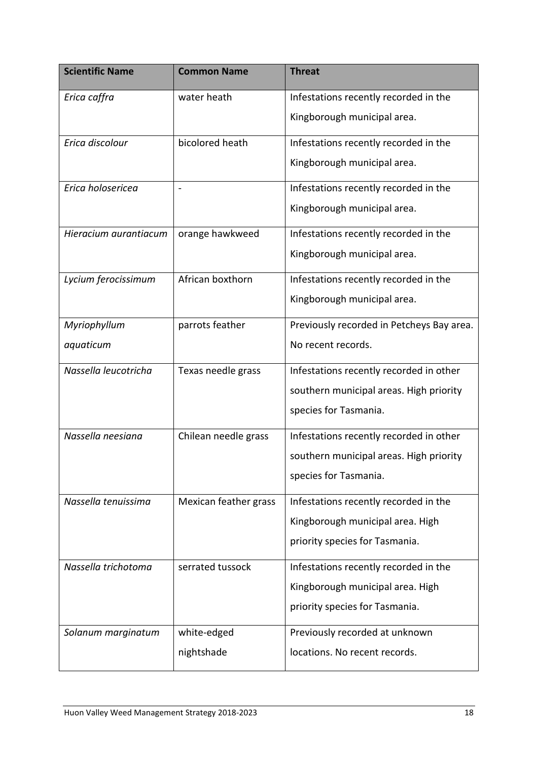| Scientific Name | Common Name | Threat |
| --- | --- | --- |
| *Erica caffra* | water heath | Infestations recently recorded in the Kingborough municipal area. |
| *Erica discolour* | bicolored heath | Infestations recently recorded in the Kingborough municipal area. |
| *Erica holosericea* | - | Infestations recently recorded in the Kingborough municipal area. |
| *Hieracium aurantiacum* | orange hawkweed | Infestations recently recorded in the Kingborough municipal area. |
| *Lycium ferocissimum* | African boxthorn | Infestations recently recorded in the Kingborough municipal area. |
| *Myriophyllum aquaticum* | parrots feather | Previously recorded in Petcheys Bay area. No recent records. |
| *Nassella leucotricha* | Texas needle grass | Infestations recently recorded in other southern municipal areas. High priority species for Tasmania. |
| *Nassella neesiana* | Chilean needle grass | Infestations recently recorded in other southern municipal areas. High priority species for Tasmania. |
| *Nassella tenuissima* | Mexican feather grass | Infestations recently recorded in the Kingborough municipal area. High priority species for Tasmania. |
| *Nassella trichotoma* | serrated tussock | Infestations recently recorded in the Kingborough municipal area. High priority species for Tasmania. |
| *Solanum marginatum* | white-edged nightshade | Previously recorded at unknown locations. No recent records. |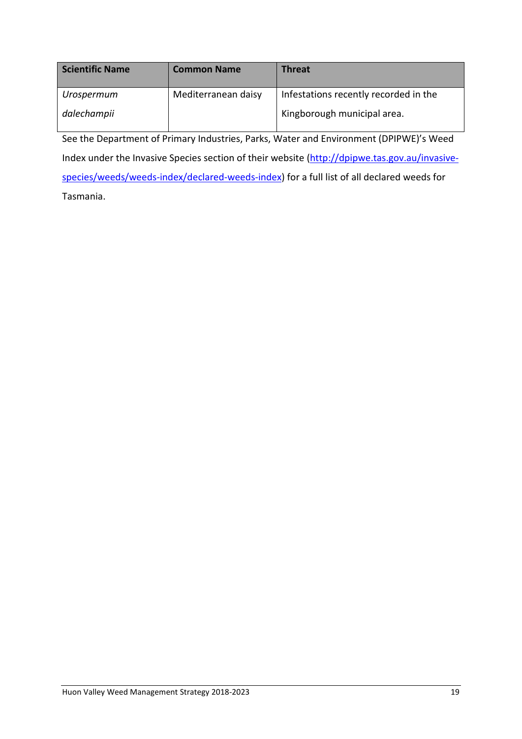| Scientific Name | Common Name | Threat |
|---|---|---|
| *Urospermum dalechampii* | Mediterranean daisy | Infestations recently recorded in the Kingborough municipal area. |

See the Department of Primary Industries, Parks, Water and Environment (DPIPWE)'s Weed Index under the Invasive Species section of their website ([http://dpipwe.tas.gov.au/invasive-species/weeds/weeds-index/declared-weeds-index](http://dpipwe.tas.gov.au/invasive-species/weeds/weeds-index/declared-weeds-index)) for a full list of all declared weeds for Tasmania.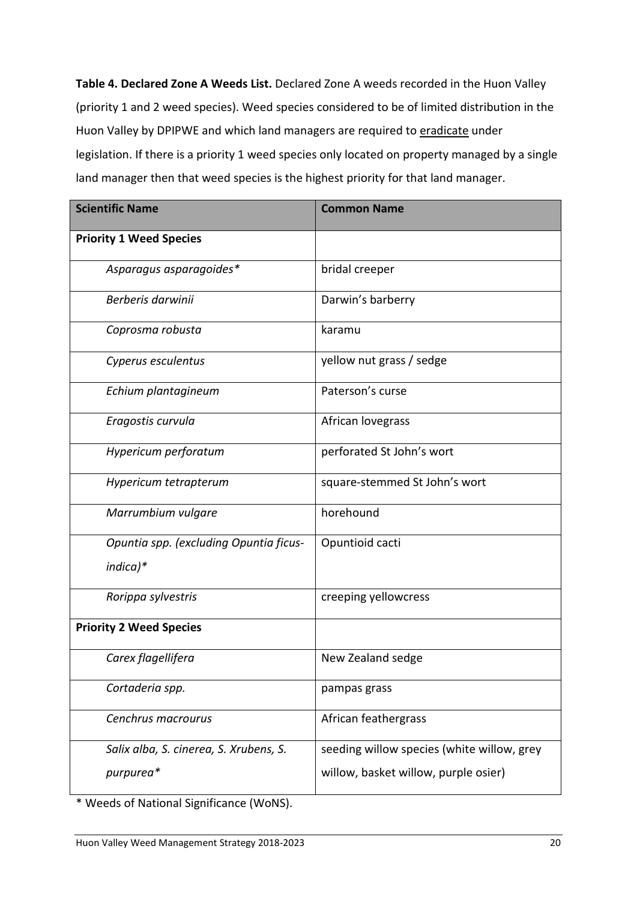**Table 4. Declared Zone A Weeds List.** Declared Zone A weeds recorded in the Huon Valley (priority 1 and 2 weed species). Weed species considered to be of limited distribution in the Huon Valley by DPIPWE and which land managers are required to eradicate under legislation. If there is a priority 1 weed species only located on property managed by a single land manager then that weed species is the highest priority for that land manager.

| Scientific Name | Common Name |
|---|---|
| **Priority 1 Weed Species** | |
| *Asparagus asparagoides** | bridal creeper |
| *Berberis darwinii* | Darwin's barberry |
| *Coprosma robusta* | karamu |
| *Cyperus esculentus* | yellow nut grass / sedge |
| *Echium plantagineum* | Paterson's curse |
| *Eragostis curvula* | African lovegrass |
| *Hypericum perforatum* | perforated St John's wort |
| *Hypericum tetrapterum* | square-stemmed St John's wort |
| *Marrumbium vulgare* | horehound |
| *Opuntia spp. (excluding Opuntia ficus-indica)** | Opuntioid cacti |
| *Rorippa sylvestris* | creeping yellowcress |
| **Priority 2 Weed Species** | |
| *Carex flagellifera* | New Zealand sedge |
| *Cortaderia spp.* | pampas grass |
| *Cenchrus macrourus* | African feathergrass |
| *Salix alba, S. cinerea, S. Xrubens, S. purpurea** | seeding willow species (white willow, grey willow, basket willow, purple osier) |

\* Weeds of National Significance (WoNS).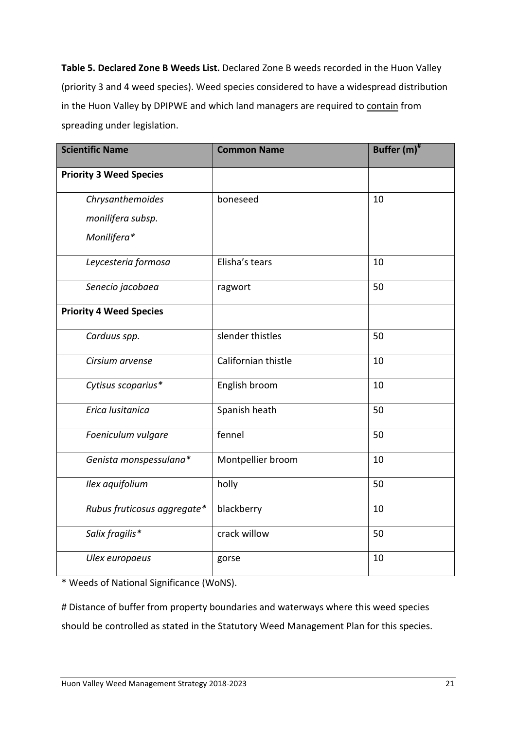**Table 5. Declared Zone B Weeds List.** Declared Zone B weeds recorded in the Huon Valley (priority 3 and 4 weed species). Weed species considered to have a widespread distribution in the Huon Valley by DPIPWE and which land managers are required to <u>contain</u> from spreading under legislation.

| Scientific Name | Common Name | Buffer (m)[#] |
|---|---|---|
| **Priority 3 Weed Species** | | |
| *Chrysanthemoides monilifera subsp. Monilifera** | boneseed | 10 |
| *Leycesteria formosa* | Elisha's tears | 10 |
| *Senecio jacobaea* | ragwort | 50 |
| **Priority 4 Weed Species** | | |
| *Carduus spp.* | slender thistles | 50 |
| *Cirsium arvense* | Californian thistle | 10 |
| *Cytisus scoparius** | English broom | 10 |
| *Erica lusitanica* | Spanish heath | 50 |
| *Foeniculum vulgare* | fennel | 50 |
| *Genista monspessulana** | Montpellier broom | 10 |
| *Ilex aquifolium* | holly | 50 |
| *Rubus fruticosus aggregate** | blackberry | 10 |
| *Salix fragilis** | crack willow | 50 |
| *Ulex europaeus* | gorse | 10 |

* Weeds of National Significance (WoNS).

# Distance of buffer from property boundaries and waterways where this weed species should be controlled as stated in the Statutory Weed Management Plan for this species.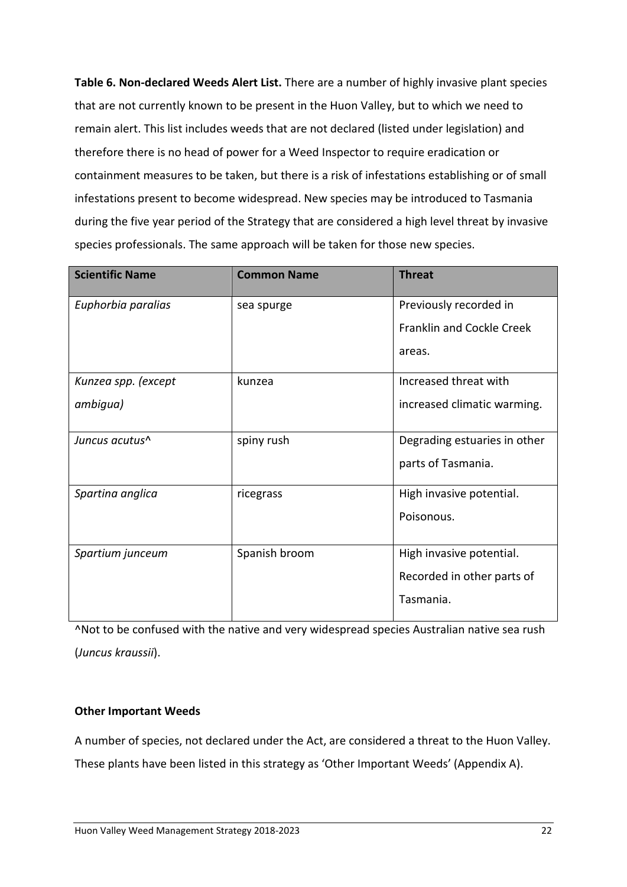**Table 6. Non-declared Weeds Alert List.** There are a number of highly invasive plant species that are not currently known to be present in the Huon Valley, but to which we need to remain alert. This list includes weeds that are not declared (listed under legislation) and therefore there is no head of power for a Weed Inspector to require eradication or containment measures to be taken, but there is a risk of infestations establishing or of small infestations present to become widespread. New species may be introduced to Tasmania during the five year period of the Strategy that are considered a high level threat by invasive species professionals. The same approach will be taken for those new species.

| Scientific Name | Common Name | Threat |
|---|---|---|
| *Euphorbia paralias* | sea spurge | Previously recorded in Franklin and Cockle Creek areas. |
| *Kunzea spp. (except ambigua)* | kunzea | Increased threat with increased climatic warming. |
| *Juncus acutus*^ | spiny rush | Degrading estuaries in other parts of Tasmania. |
| *Spartina anglica* | ricegrass | High invasive potential. Poisonous. |
| *Spartium junceum* | Spanish broom | High invasive potential. Recorded in other parts of Tasmania. |

^Not to be confused with the native and very widespread species Australian native sea rush (*Juncus kraussii*).

**Other Important Weeds**

A number of species, not declared under the Act, are considered a threat to the Huon Valley. These plants have been listed in this strategy as 'Other Important Weeds' (Appendix A).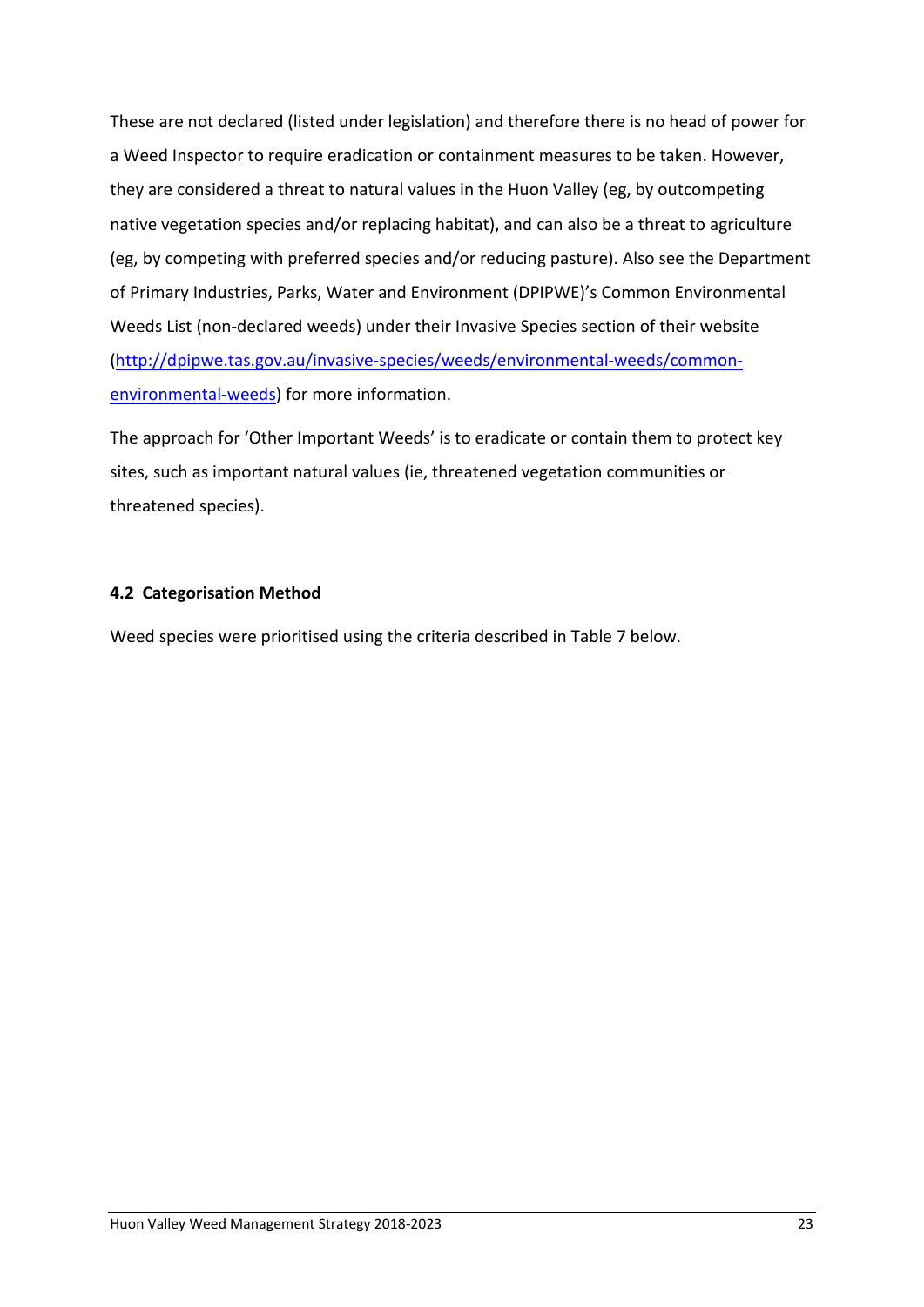These are not declared (listed under legislation) and therefore there is no head of power for a Weed Inspector to require eradication or containment measures to be taken. However, they are considered a threat to natural values in the Huon Valley (eg, by outcompeting native vegetation species and/or replacing habitat), and can also be a threat to agriculture (eg, by competing with preferred species and/or reducing pasture). Also see the Department of Primary Industries, Parks, Water and Environment (DPIPWE)'s Common Environmental Weeds List (non-declared weeds) under their Invasive Species section of their website (http://dpipwe.tas.gov.au/invasive-species/weeds/environmental-weeds/common-environmental-weeds) for more information.

The approach for 'Other Important Weeds' is to eradicate or contain them to protect key sites, such as important natural values (ie, threatened vegetation communities or threatened species).

### 4.2 Categorisation Method

Weed species were prioritised using the criteria described in Table 7 below.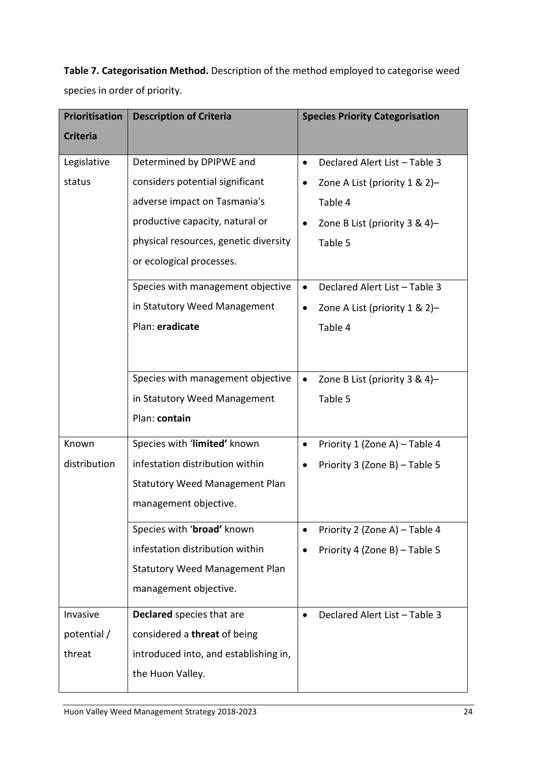**Table 7. Categorisation Method.** Description of the method employed to categorise weed species in order of priority.

| Prioritisation Criteria | Description of Criteria | Species Priority Categorisation |
|---|---|---|
| Legislative status | Determined by DPIPWE and considers potential significant adverse impact on Tasmania's productive capacity, natural or physical resources, genetic diversity or ecological processes. | • Declared Alert List – Table 3<br>• Zone A List (priority 1 & 2)– Table 4<br>• Zone B List (priority 3 & 4)– Table 5 |
| | Species with management objective in Statutory Weed Management Plan: **eradicate** | • Declared Alert List – Table 3<br>• Zone A List (priority 1 & 2)– Table 4 |
| | Species with management objective in Statutory Weed Management Plan: **contain** | • Zone B List (priority 3 & 4)– Table 5 |
| Known distribution | Species with '**limited**' known infestation distribution within Statutory Weed Management Plan management objective. | • Priority 1 (Zone A) – Table 4<br>• Priority 3 (Zone B) – Table 5 |
| | Species with '**broad'** known infestation distribution within Statutory Weed Management Plan management objective. | • Priority 2 (Zone A) – Table 4<br>• Priority 4 (Zone B) – Table 5 |
| Invasive potential / threat | **Declared** species that are considered a **threat** of being introduced into, and establishing in, the Huon Valley. | • Declared Alert List – Table 3 |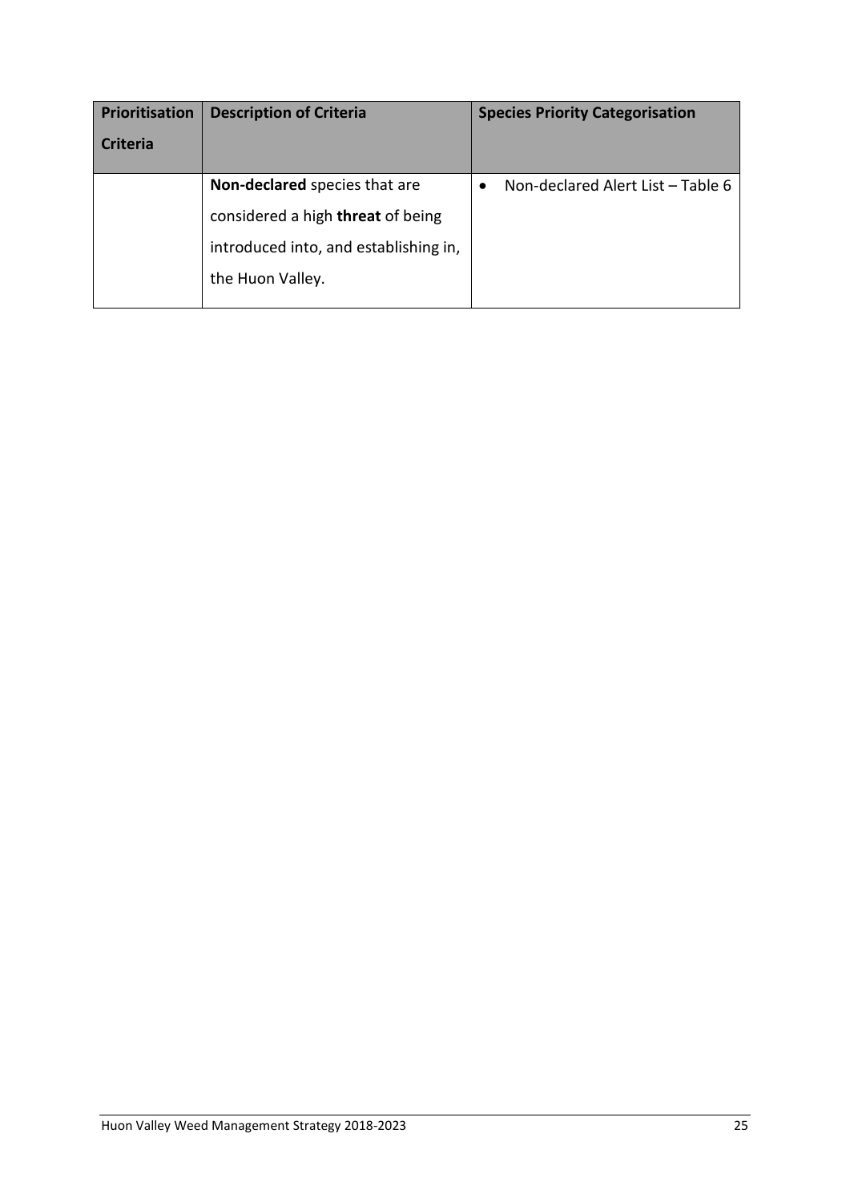| Prioritisation Criteria | Description of Criteria | Species Priority Categorisation |
| --- | --- | --- |
| | **Non-declared** species that are considered a high **threat** of being introduced into, and establishing in, the Huon Valley. | • Non-declared Alert List – Table 6 |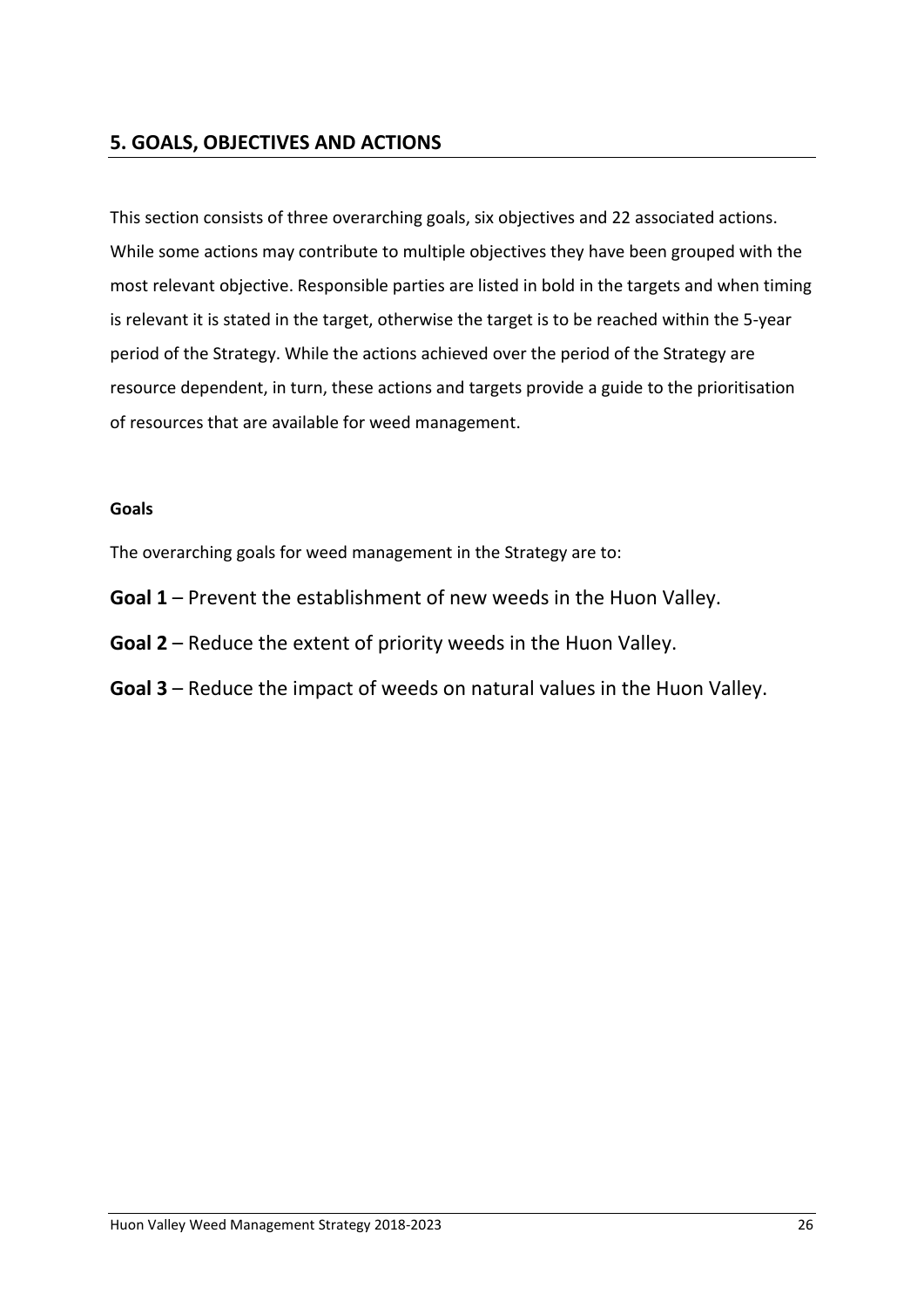## 5. GOALS, OBJECTIVES AND ACTIONS

This section consists of three overarching goals, six objectives and 22 associated actions. While some actions may contribute to multiple objectives they have been grouped with the most relevant objective. Responsible parties are listed in bold in the targets and when timing is relevant it is stated in the target, otherwise the target is to be reached within the 5-year period of the Strategy. While the actions achieved over the period of the Strategy are resource dependent, in turn, these actions and targets provide a guide to the prioritisation of resources that are available for weed management.

**Goals**

The overarching goals for weed management in the Strategy are to:

**Goal 1** – Prevent the establishment of new weeds in the Huon Valley.

**Goal 2** – Reduce the extent of priority weeds in the Huon Valley.

**Goal 3** – Reduce the impact of weeds on natural values in the Huon Valley.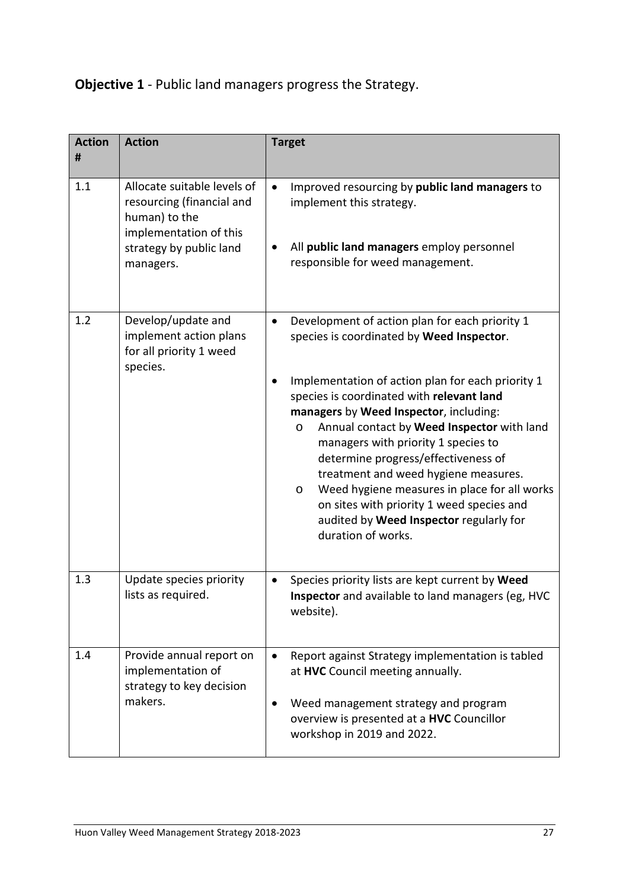**Objective 1** - Public land managers progress the Strategy.

| Action # | Action | Target |
|---|---|---|
| 1.1 | Allocate suitable levels of resourcing (financial and human) to the implementation of this strategy by public land managers. | • Improved resourcing by **public land managers** to implement this strategy.<br><br>• All **public land managers** employ personnel responsible for weed management. |
| 1.2 | Develop/update and implement action plans for all priority 1 weed species. | • Development of action plan for each priority 1 species is coordinated by **Weed Inspector**.<br><br>• Implementation of action plan for each priority 1 species is coordinated with **relevant land managers** by **Weed Inspector**, including:<br>  o Annual contact by **Weed Inspector** with land managers with priority 1 species to determine progress/effectiveness of treatment and weed hygiene measures.<br>  o Weed hygiene measures in place for all works on sites with priority 1 weed species and audited by **Weed Inspector** regularly for duration of works. |
| 1.3 | Update species priority lists as required. | • Species priority lists are kept current by **Weed Inspector** and available to land managers (eg, HVC website). |
| 1.4 | Provide annual report on implementation of strategy to key decision makers. | • Report against Strategy implementation is tabled at **HVC** Council meeting annually.<br><br>• Weed management strategy and program overview is presented at a **HVC** Councillor workshop in 2019 and 2022. |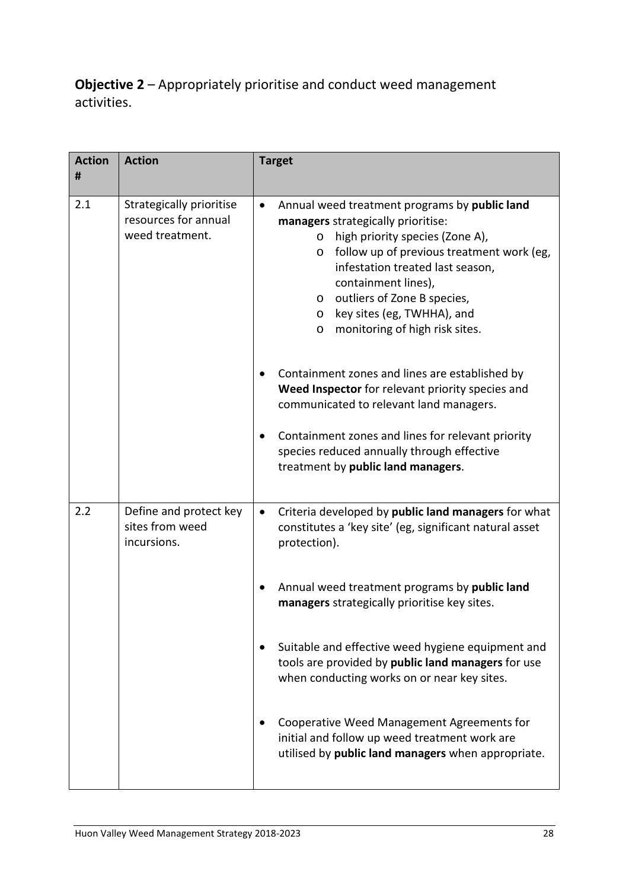**Objective 2** – Appropriately prioritise and conduct weed management activities.

| Action # | Action | Target |
|---|---|---|
| 2.1 | Strategically prioritise resources for annual weed treatment. | • Annual weed treatment programs by **public land managers** strategically prioritise:<br>o high priority species (Zone A),<br>o follow up of previous treatment work (eg, infestation treated last season, containment lines),<br>o outliers of Zone B species,<br>o key sites (eg, TWHHA), and<br>o monitoring of high risk sites.<br><br>• Containment zones and lines are established by **Weed Inspector** for relevant priority species and communicated to relevant land managers.<br><br>• Containment zones and lines for relevant priority species reduced annually through effective treatment by **public land managers**. |
| 2.2 | Define and protect key sites from weed incursions. | • Criteria developed by **public land managers** for what constitutes a 'key site' (eg, significant natural asset protection).<br><br>• Annual weed treatment programs by **public land managers** strategically prioritise key sites.<br><br>• Suitable and effective weed hygiene equipment and tools are provided by **public land managers** for use when conducting works on or near key sites.<br><br>• Cooperative Weed Management Agreements for initial and follow up weed treatment work are utilised by **public land managers** when appropriate. |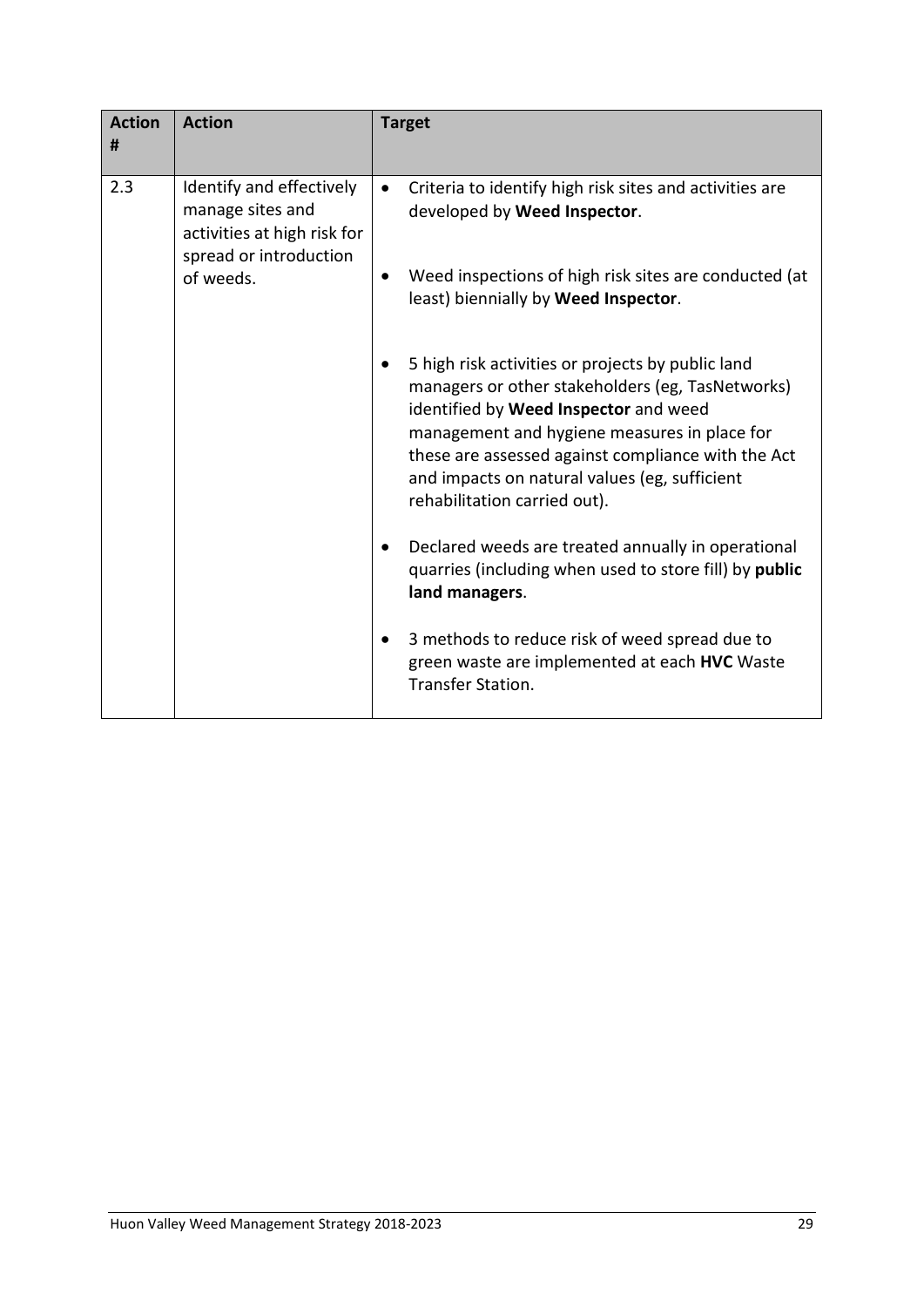| Action # | Action | Target |
| --- | --- | --- |
| 2.3 | Identify and effectively manage sites and activities at high risk for spread or introduction of weeds. | • Criteria to identify high risk sites and activities are developed by **Weed Inspector**.<br><br>• Weed inspections of high risk sites are conducted (at least) biennially by **Weed Inspector**.<br><br>• 5 high risk activities or projects by public land managers or other stakeholders (eg, TasNetworks) identified by **Weed Inspector** and weed management and hygiene measures in place for these are assessed against compliance with the Act and impacts on natural values (eg, sufficient rehabilitation carried out).<br><br>• Declared weeds are treated annually in operational quarries (including when used to store fill) by **public land managers**.<br><br>• 3 methods to reduce risk of weed spread due to green waste are implemented at each **HVC** Waste Transfer Station. |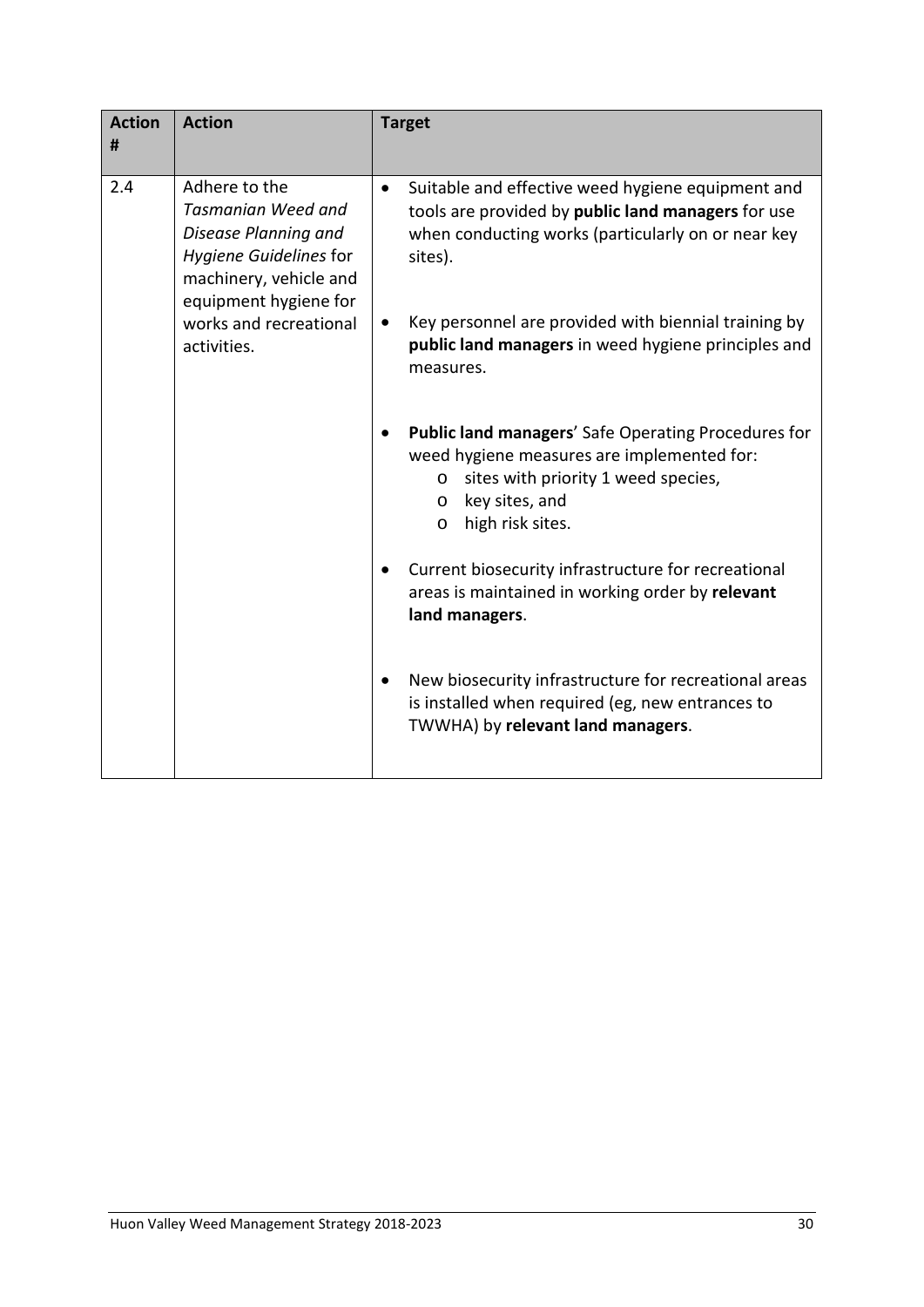| Action # | Action | Target |
|---|---|---|
| 2.4 | Adhere to the *Tasmanian Weed and Disease Planning and Hygiene Guidelines* for machinery, vehicle and equipment hygiene for works and recreational activities. | • Suitable and effective weed hygiene equipment and tools are provided by **public land managers** for use when conducting works (particularly on or near key sites).<br><br>• Key personnel are provided with biennial training by **public land managers** in weed hygiene principles and measures.<br><br>• **Public land managers**' Safe Operating Procedures for weed hygiene measures are implemented for:<br>&nbsp;&nbsp;o sites with priority 1 weed species,<br>&nbsp;&nbsp;o key sites, and<br>&nbsp;&nbsp;o high risk sites.<br><br>• Current biosecurity infrastructure for recreational areas is maintained in working order by **relevant land managers**.<br><br>• New biosecurity infrastructure for recreational areas is installed when required (eg, new entrances to TWWHA) by **relevant land managers**. |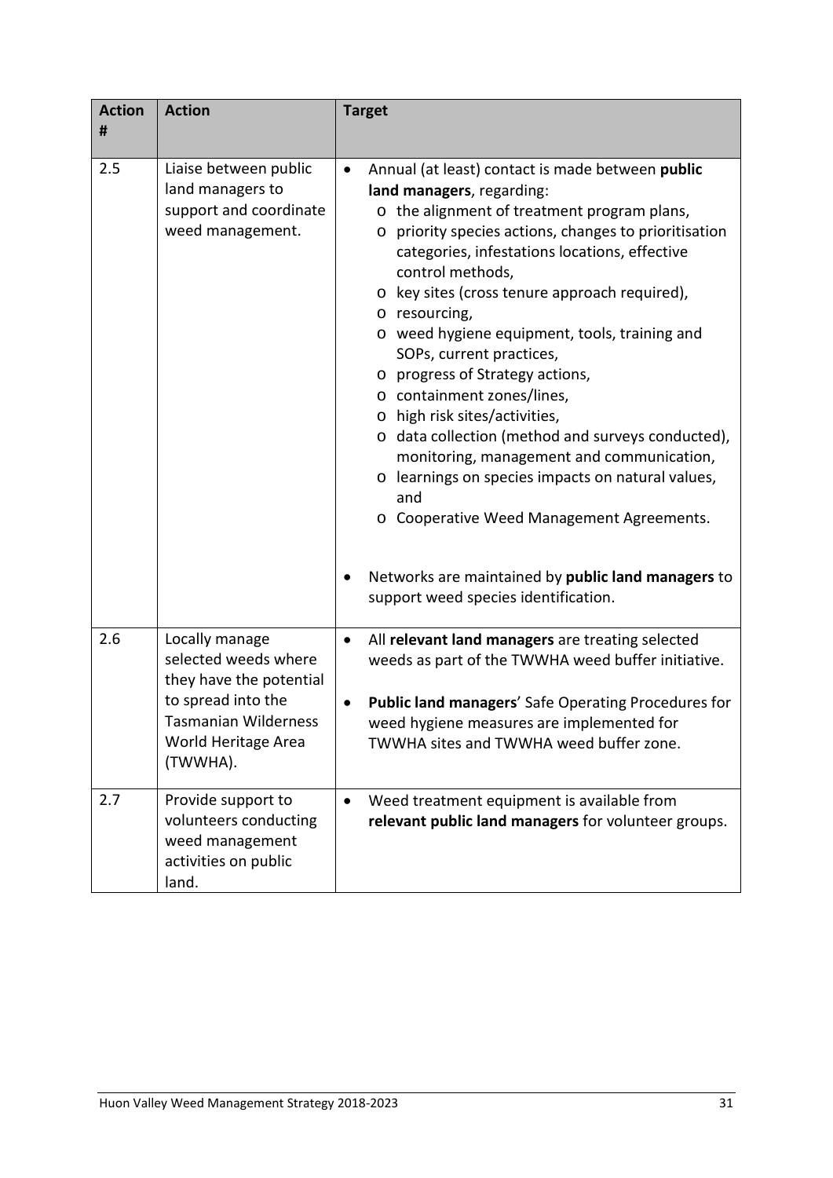| Action # | Action | Target |
| --- | --- | --- |
| 2.5 | Liaise between public land managers to support and coordinate weed management. | • Annual (at least) contact is made between **public land managers**, regarding:<br>o the alignment of treatment program plans,<br>o priority species actions, changes to prioritisation categories, infestations locations, effective control methods,<br>o key sites (cross tenure approach required),<br>o resourcing,<br>o weed hygiene equipment, tools, training and SOPs, current practices,<br>o progress of Strategy actions,<br>o containment zones/lines,<br>o high risk sites/activities,<br>o data collection (method and surveys conducted), monitoring, management and communication,<br>o learnings on species impacts on natural values, and<br>o Cooperative Weed Management Agreements.<br><br>• Networks are maintained by **public land managers** to support weed species identification. |
| 2.6 | Locally manage selected weeds where they have the potential to spread into the Tasmanian Wilderness World Heritage Area (TWWHA). | • All **relevant land managers** are treating selected weeds as part of the TWWHA weed buffer initiative.<br><br>• **Public land managers**' Safe Operating Procedures for weed hygiene measures are implemented for TWWHA sites and TWWHA weed buffer zone. |
| 2.7 | Provide support to volunteers conducting weed management activities on public land. | • Weed treatment equipment is available from **relevant public land managers** for volunteer groups. |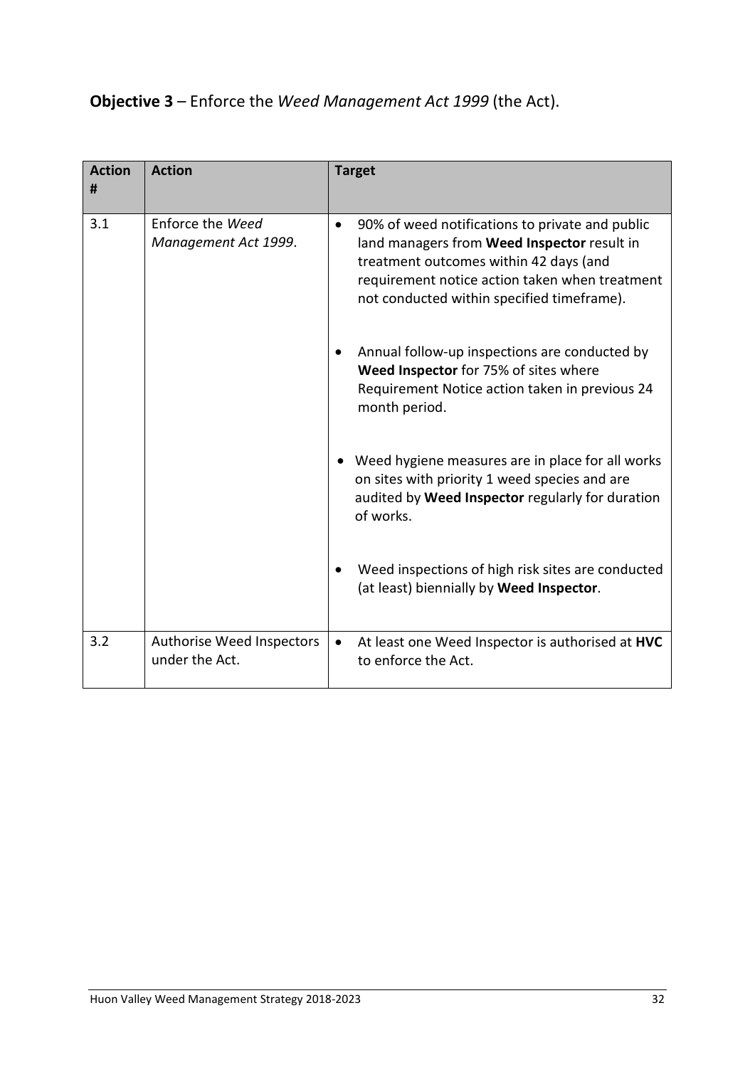**Objective 3** – Enforce the *Weed Management Act 1999* (the Act).

| Action # | Action | Target |
|---|---|---|
| 3.1 | Enforce the *Weed Management Act 1999*. | • 90% of weed notifications to private and public land managers from **Weed Inspector** result in treatment outcomes within 42 days (and requirement notice action taken when treatment not conducted within specified timeframe).<br><br>• Annual follow-up inspections are conducted by **Weed Inspector** for 75% of sites where Requirement Notice action taken in previous 24 month period.<br><br>• Weed hygiene measures are in place for all works on sites with priority 1 weed species and are audited by **Weed Inspector** regularly for duration of works.<br><br>• Weed inspections of high risk sites are conducted (at least) biennially by **Weed Inspector**. |
| 3.2 | Authorise Weed Inspectors under the Act. | • At least one Weed Inspector is authorised at **HVC** to enforce the Act. |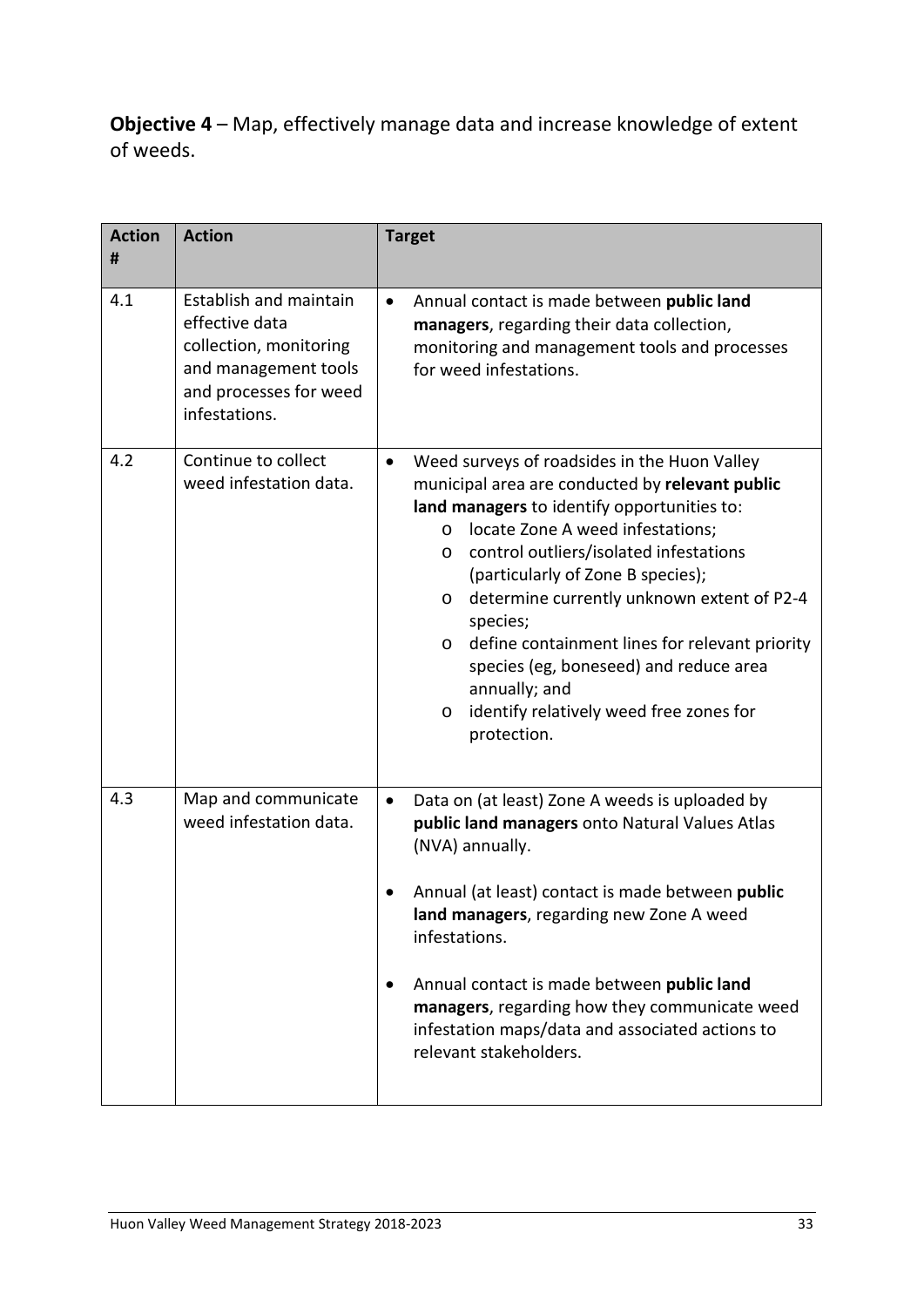**Objective 4** – Map, effectively manage data and increase knowledge of extent of weeds.

| Action # | Action | Target |
|---|---|---|
| 4.1 | Establish and maintain effective data collection, monitoring and management tools and processes for weed infestations. | • Annual contact is made between **public land managers**, regarding their data collection, monitoring and management tools and processes for weed infestations. |
| 4.2 | Continue to collect weed infestation data. | • Weed surveys of roadsides in the Huon Valley municipal area are conducted by **relevant public land managers** to identify opportunities to:<br>o locate Zone A weed infestations;<br>o control outliers/isolated infestations (particularly of Zone B species);<br>o determine currently unknown extent of P2-4 species;<br>o define containment lines for relevant priority species (eg, boneseed) and reduce area annually; and<br>o identify relatively weed free zones for protection. |
| 4.3 | Map and communicate weed infestation data. | • Data on (at least) Zone A weeds is uploaded by **public land managers** onto Natural Values Atlas (NVA) annually.<br><br>• Annual (at least) contact is made between **public land managers**, regarding new Zone A weed infestations.<br><br>• Annual contact is made between **public land managers**, regarding how they communicate weed infestation maps/data and associated actions to relevant stakeholders. |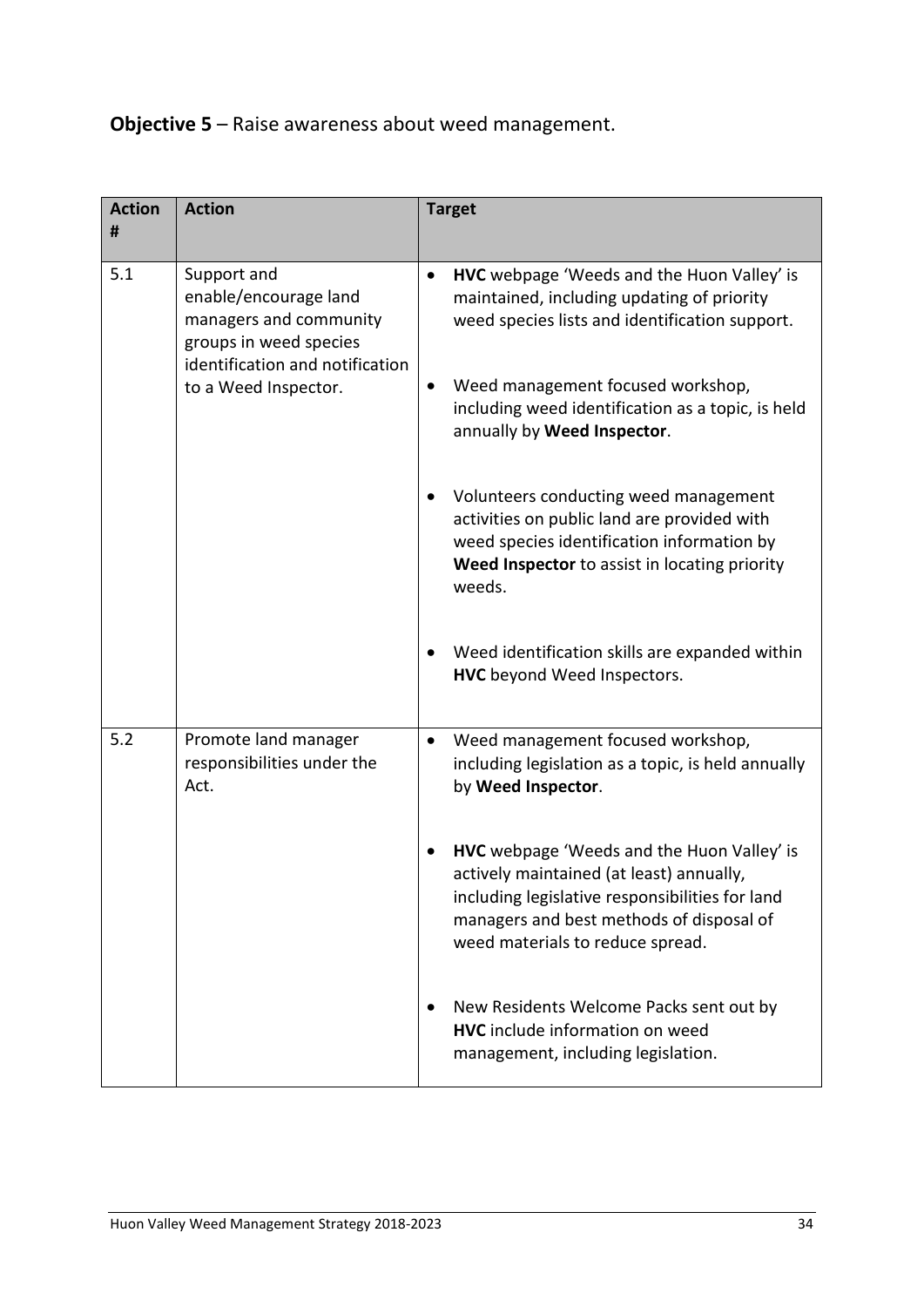**Objective 5** – Raise awareness about weed management.

| Action # | Action | Target |
|---|---|---|
| 5.1 | Support and enable/encourage land managers and community groups in weed species identification and notification to a Weed Inspector. | • **HVC** webpage 'Weeds and the Huon Valley' is maintained, including updating of priority weed species lists and identification support.<br><br>• Weed management focused workshop, including weed identification as a topic, is held annually by **Weed Inspector**.<br><br>• Volunteers conducting weed management activities on public land are provided with weed species identification information by **Weed Inspector** to assist in locating priority weeds.<br><br>• Weed identification skills are expanded within **HVC** beyond Weed Inspectors. |
| 5.2 | Promote land manager responsibilities under the Act. | • Weed management focused workshop, including legislation as a topic, is held annually by **Weed Inspector**.<br><br>• **HVC** webpage 'Weeds and the Huon Valley' is actively maintained (at least) annually, including legislative responsibilities for land managers and best methods of disposal of weed materials to reduce spread.<br><br>• New Residents Welcome Packs sent out by **HVC** include information on weed management, including legislation. |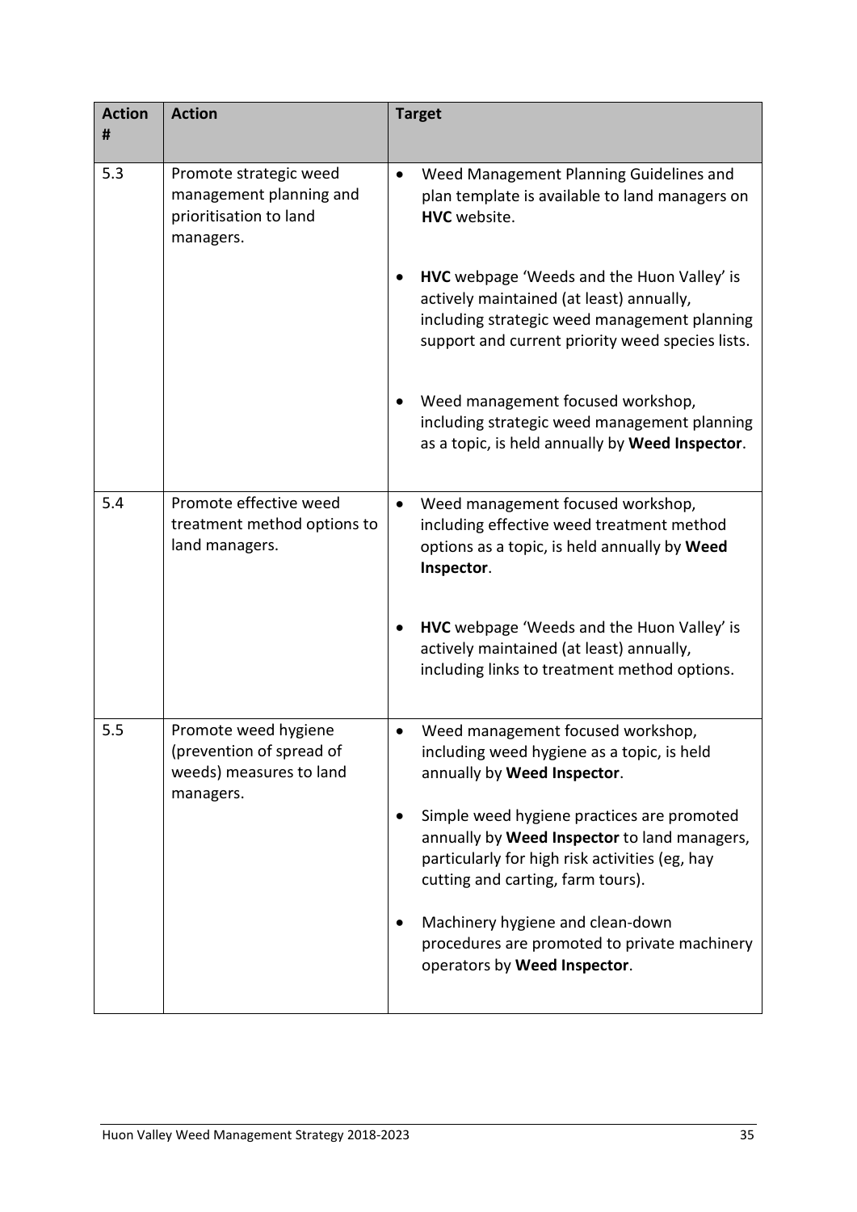| Action # | Action | Target |
|---|---|---|
| 5.3 | Promote strategic weed management planning and prioritisation to land managers. | • Weed Management Planning Guidelines and plan template is available to land managers on **HVC** website.<br><br>• **HVC** webpage 'Weeds and the Huon Valley' is actively maintained (at least) annually, including strategic weed management planning support and current priority weed species lists.<br><br>• Weed management focused workshop, including strategic weed management planning as a topic, is held annually by **Weed Inspector**. |
| 5.4 | Promote effective weed treatment method options to land managers. | • Weed management focused workshop, including effective weed treatment method options as a topic, is held annually by **Weed Inspector**.<br><br>• **HVC** webpage 'Weeds and the Huon Valley' is actively maintained (at least) annually, including links to treatment method options. |
| 5.5 | Promote weed hygiene (prevention of spread of weeds) measures to land managers. | • Weed management focused workshop, including weed hygiene as a topic, is held annually by **Weed Inspector**.<br><br>• Simple weed hygiene practices are promoted annually by **Weed Inspector** to land managers, particularly for high risk activities (eg, hay cutting and carting, farm tours).<br><br>• Machinery hygiene and clean-down procedures are promoted to private machinery operators by **Weed Inspector**. |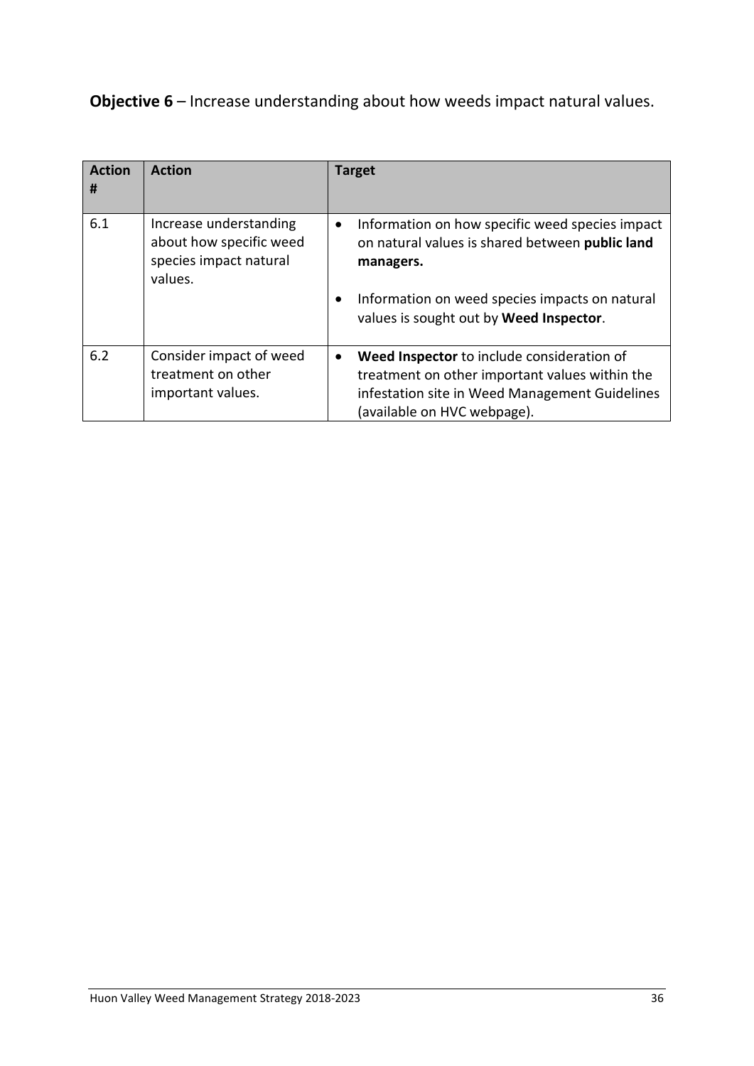**Objective 6** – Increase understanding about how weeds impact natural values.

| Action # | Action | Target |
|---|---|---|
| 6.1 | Increase understanding about how specific weed species impact natural values. | • Information on how specific weed species impact on natural values is shared between **public land managers.**<br><br>• Information on weed species impacts on natural values is sought out by **Weed Inspector**. |
| 6.2 | Consider impact of weed treatment on other important values. | • **Weed Inspector** to include consideration of treatment on other important values within the infestation site in Weed Management Guidelines (available on HVC webpage). |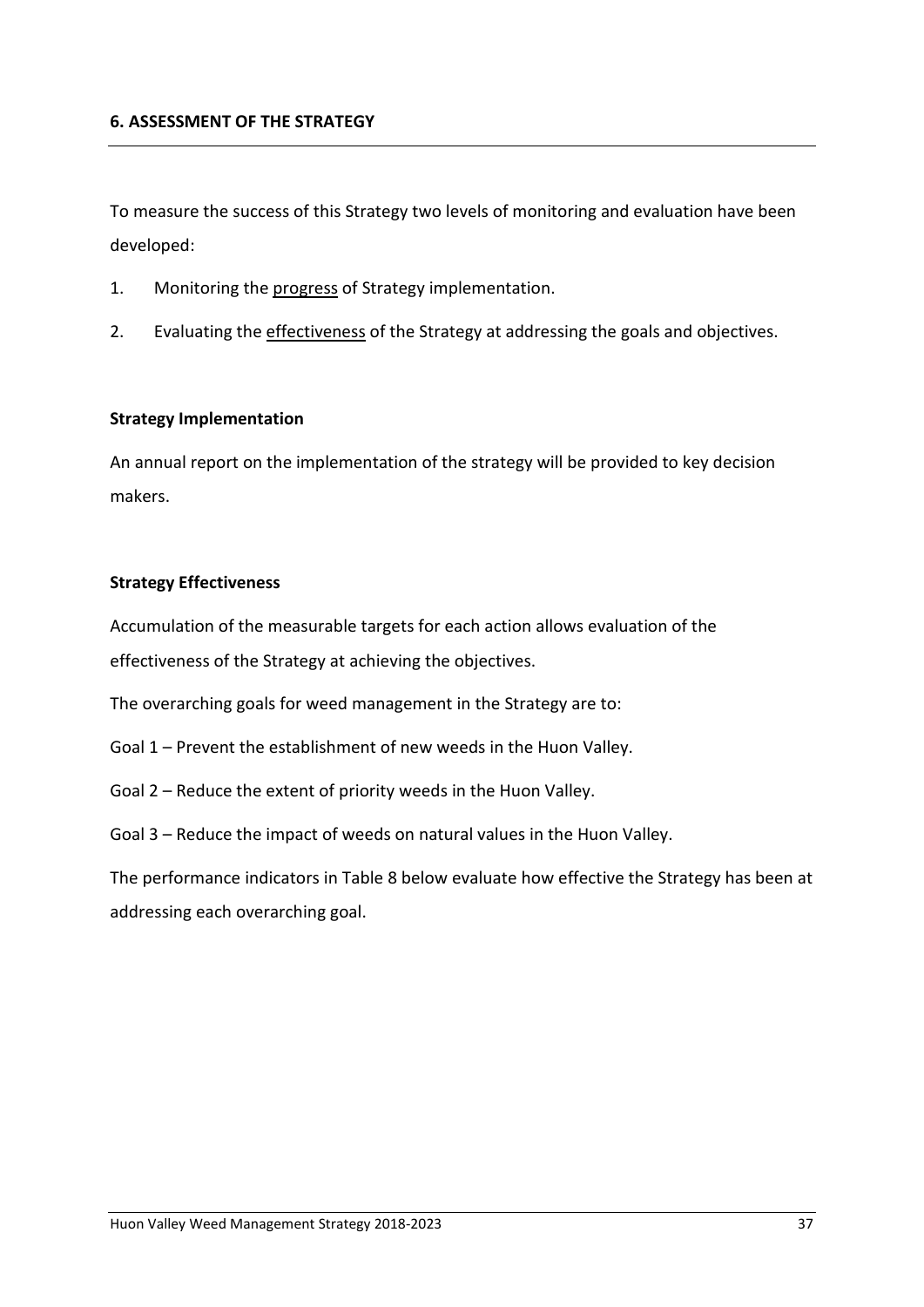## 6. ASSESSMENT OF THE STRATEGY

To measure the success of this Strategy two levels of monitoring and evaluation have been developed:

1. Monitoring the progress of Strategy implementation.
2. Evaluating the effectiveness of the Strategy at addressing the goals and objectives.

### Strategy Implementation

An annual report on the implementation of the strategy will be provided to key decision makers.

### Strategy Effectiveness

Accumulation of the measurable targets for each action allows evaluation of the effectiveness of the Strategy at achieving the objectives.

The overarching goals for weed management in the Strategy are to:

Goal 1 – Prevent the establishment of new weeds in the Huon Valley.

Goal 2 – Reduce the extent of priority weeds in the Huon Valley.

Goal 3 – Reduce the impact of weeds on natural values in the Huon Valley.

The performance indicators in Table 8 below evaluate how effective the Strategy has been at addressing each overarching goal.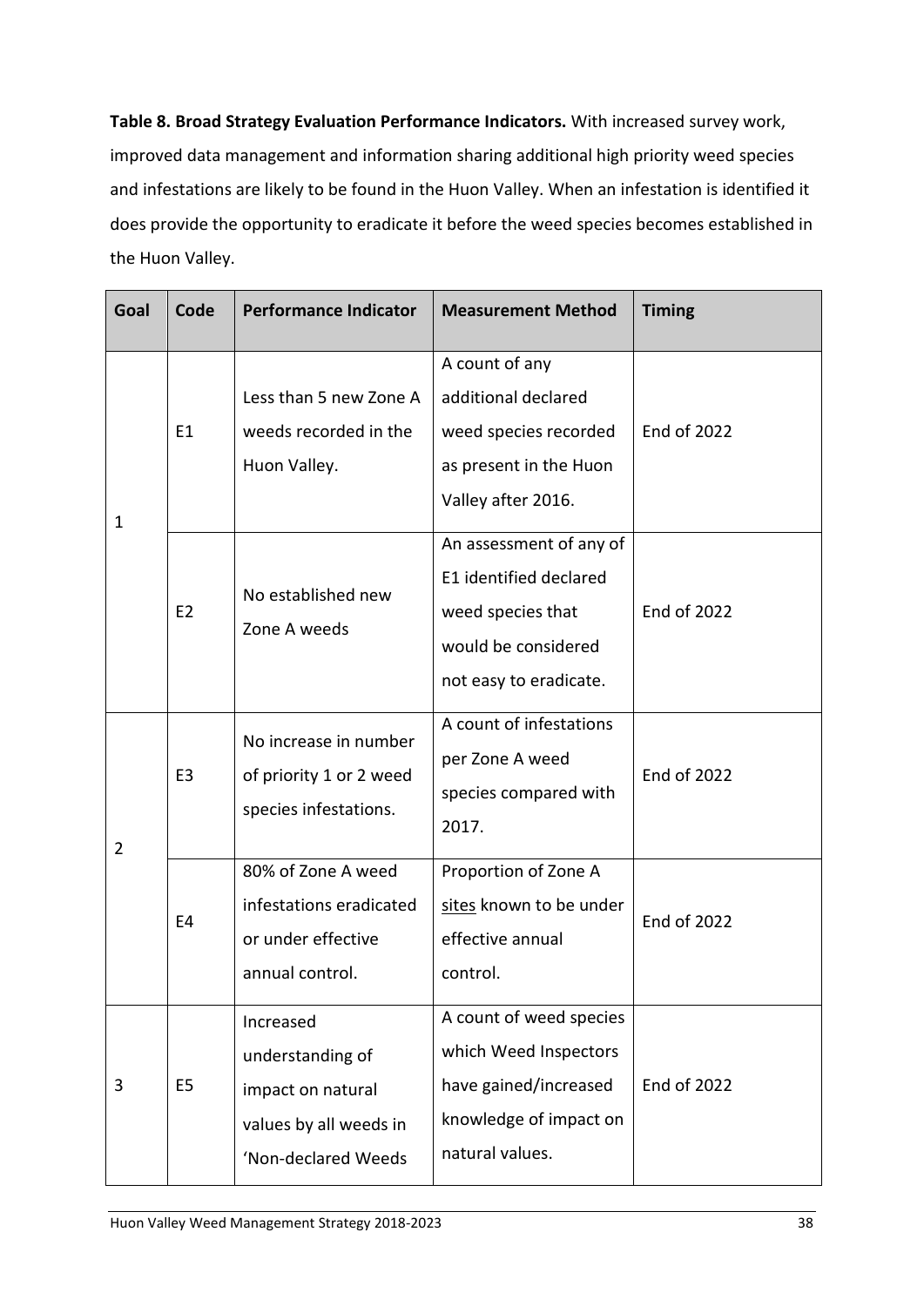**Table 8. Broad Strategy Evaluation Performance Indicators.** With increased survey work, improved data management and information sharing additional high priority weed species and infestations are likely to be found in the Huon Valley. When an infestation is identified it does provide the opportunity to eradicate it before the weed species becomes established in the Huon Valley.

| Goal | Code | Performance Indicator | Measurement Method | Timing |
|---|---|---|---|---|
| 1 | E1 | Less than 5 new Zone A weeds recorded in the Huon Valley. | A count of any additional declared weed species recorded as present in the Huon Valley after 2016. | End of 2022 |
| | E2 | No established new Zone A weeds | An assessment of any of E1 identified declared weed species that would be considered not easy to eradicate. | End of 2022 |
| 2 | E3 | No increase in number of priority 1 or 2 weed species infestations. | A count of infestations per Zone A weed species compared with 2017. | End of 2022 |
| | E4 | 80% of Zone A weed infestations eradicated or under effective annual control. | Proportion of Zone A sites known to be under effective annual control. | End of 2022 |
| 3 | E5 | Increased understanding of impact on natural values by all weeds in 'Non-declared Weeds | A count of weed species which Weed Inspectors have gained/increased knowledge of impact on natural values. | End of 2022 |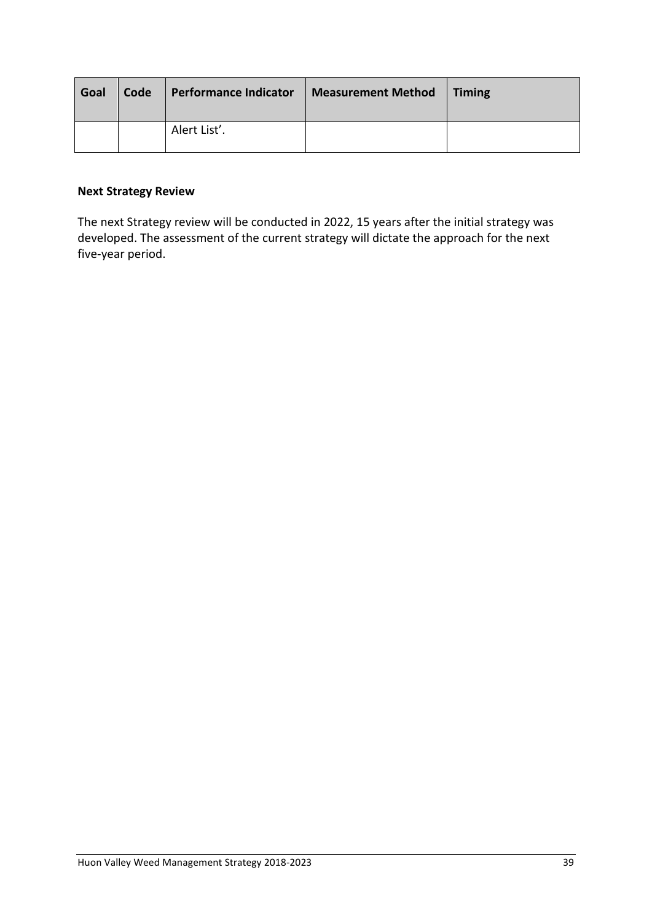| Goal | Code | Performance Indicator | Measurement Method | Timing |
|---|---|---|---|---|
| | | Alert List'. | | |

**Next Strategy Review**

The next Strategy review will be conducted in 2022, 15 years after the initial strategy was developed. The assessment of the current strategy will dictate the approach for the next five-year period.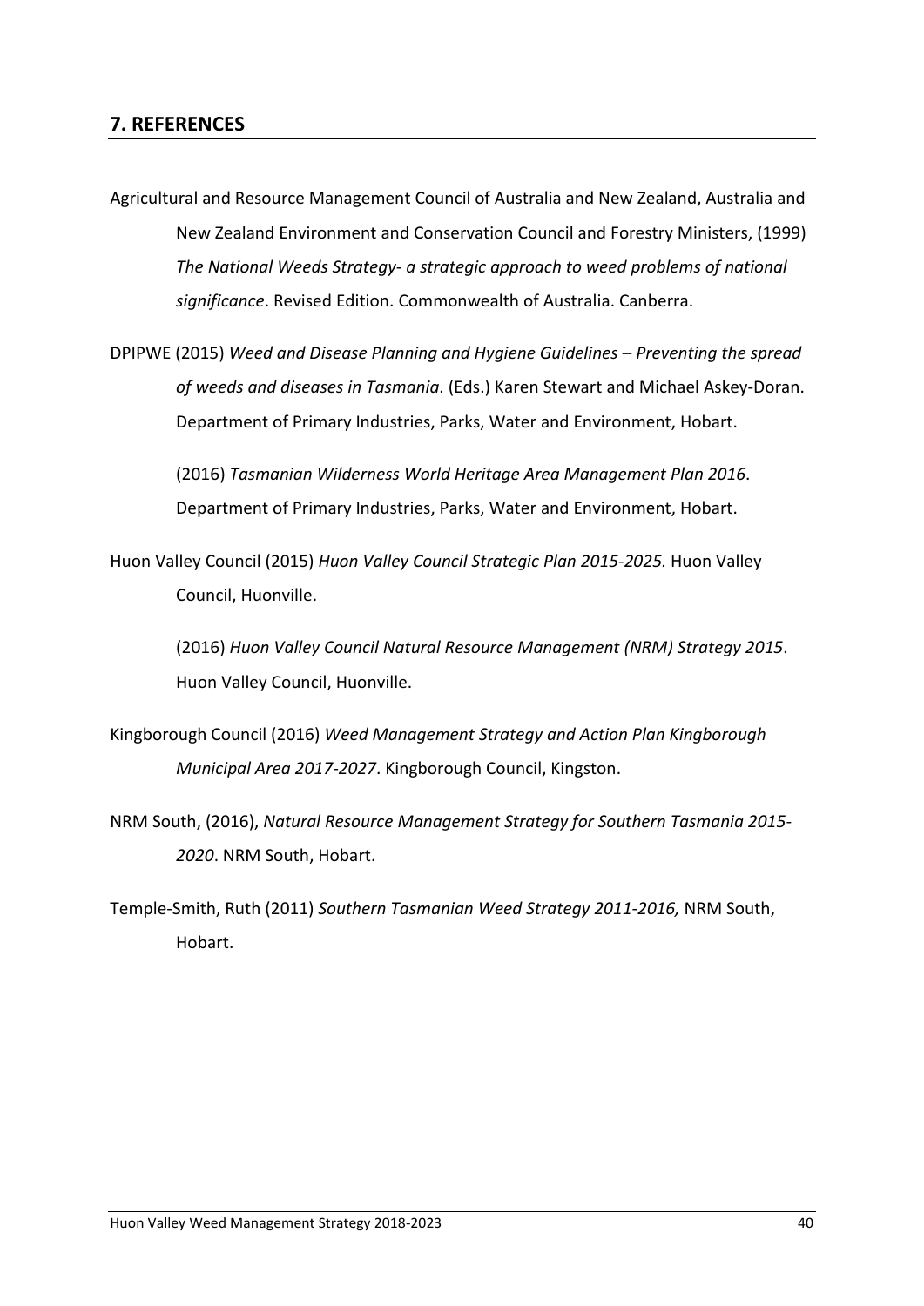## 7. REFERENCES

Agricultural and Resource Management Council of Australia and New Zealand, Australia and New Zealand Environment and Conservation Council and Forestry Ministers, (1999) *The National Weeds Strategy- a strategic approach to weed problems of national significance*. Revised Edition. Commonwealth of Australia. Canberra.

DPIPWE (2015) *Weed and Disease Planning and Hygiene Guidelines – Preventing the spread of weeds and diseases in Tasmania*. (Eds.) Karen Stewart and Michael Askey-Doran. Department of Primary Industries, Parks, Water and Environment, Hobart.

(2016) *Tasmanian Wilderness World Heritage Area Management Plan 2016*. Department of Primary Industries, Parks, Water and Environment, Hobart.

Huon Valley Council (2015) *Huon Valley Council Strategic Plan 2015-2025.* Huon Valley Council, Huonville.

(2016) *Huon Valley Council Natural Resource Management (NRM) Strategy 2015*. Huon Valley Council, Huonville.

Kingborough Council (2016) *Weed Management Strategy and Action Plan Kingborough Municipal Area 2017-2027*. Kingborough Council, Kingston.

NRM South, (2016), *Natural Resource Management Strategy for Southern Tasmania 2015-2020*. NRM South, Hobart.

Temple-Smith, Ruth (2011) *Southern Tasmanian Weed Strategy 2011-2016,* NRM South, Hobart.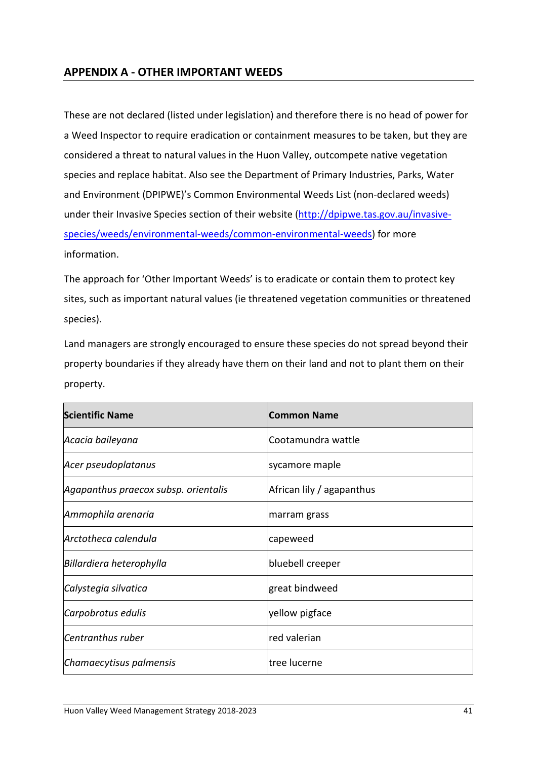## APPENDIX A - OTHER IMPORTANT WEEDS

These are not declared (listed under legislation) and therefore there is no head of power for a Weed Inspector to require eradication or containment measures to be taken, but they are considered a threat to natural values in the Huon Valley, outcompete native vegetation species and replace habitat. Also see the Department of Primary Industries, Parks, Water and Environment (DPIPWE)'s Common Environmental Weeds List (non-declared weeds) under their Invasive Species section of their website (http://dpipwe.tas.gov.au/invasive-species/weeds/environmental-weeds/common-environmental-weeds) for more information.

The approach for 'Other Important Weeds' is to eradicate or contain them to protect key sites, such as important natural values (ie threatened vegetation communities or threatened species).

Land managers are strongly encouraged to ensure these species do not spread beyond their property boundaries if they already have them on their land and not to plant them on their property.

| Scientific Name | Common Name |
|---|---|
| *Acacia baileyana* | Cootamundra wattle |
| *Acer pseudoplatanus* | sycamore maple |
| *Agapanthus praecox subsp. orientalis* | African lily / agapanthus |
| *Ammophila arenaria* | marram grass |
| *Arctotheca calendula* | capeweed |
| *Billardiera heterophylla* | bluebell creeper |
| *Calystegia silvatica* | great bindweed |
| *Carpobrotus edulis* | yellow pigface |
| *Centranthus ruber* | red valerian |
| *Chamaecytisus palmensis* | tree lucerne |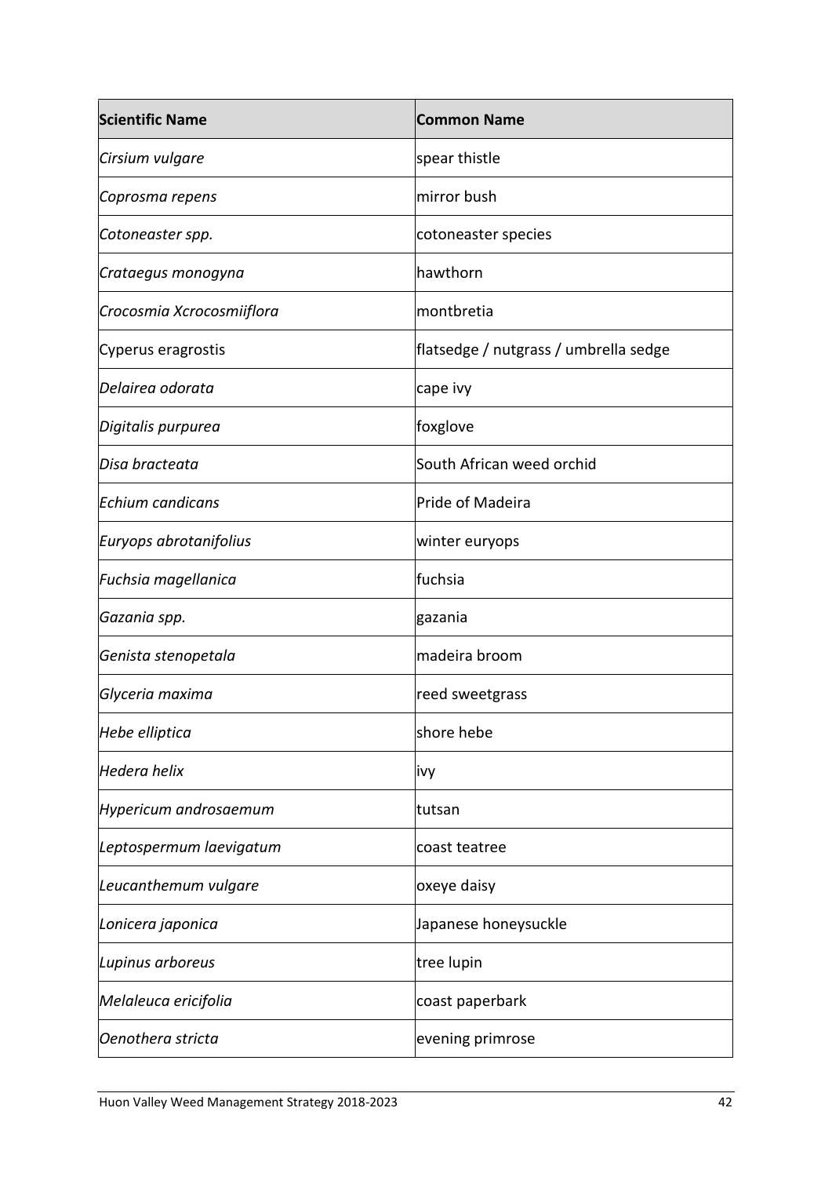| **Scientific Name** | **Common Name** |
| --- | --- |
| *Cirsium vulgare* | spear thistle |
| *Coprosma repens* | mirror bush |
| *Cotoneaster spp.* | cotoneaster species |
| *Crataegus monogyna* | hawthorn |
| *Crocosmia Xcrocosmiiflora* | montbretia |
| Cyperus eragrostis | flatsedge / nutgrass / umbrella sedge |
| *Delairea odorata* | cape ivy |
| *Digitalis purpurea* | foxglove |
| *Disa bracteata* | South African weed orchid |
| *Echium candicans* | Pride of Madeira |
| *Euryops abrotanifolius* | winter euryops |
| *Fuchsia magellanica* | fuchsia |
| *Gazania spp.* | gazania |
| *Genista stenopetala* | madeira broom |
| *Glyceria maxima* | reed sweetgrass |
| *Hebe elliptica* | shore hebe |
| *Hedera helix* | ivy |
| *Hypericum androsaemum* | tutsan |
| *Leptospermum laevigatum* | coast teatree |
| *Leucanthemum vulgare* | oxeye daisy |
| *Lonicera japonica* | Japanese honeysuckle |
| *Lupinus arboreus* | tree lupin |
| *Melaleuca ericifolia* | coast paperbark |
| *Oenothera stricta* | evening primrose |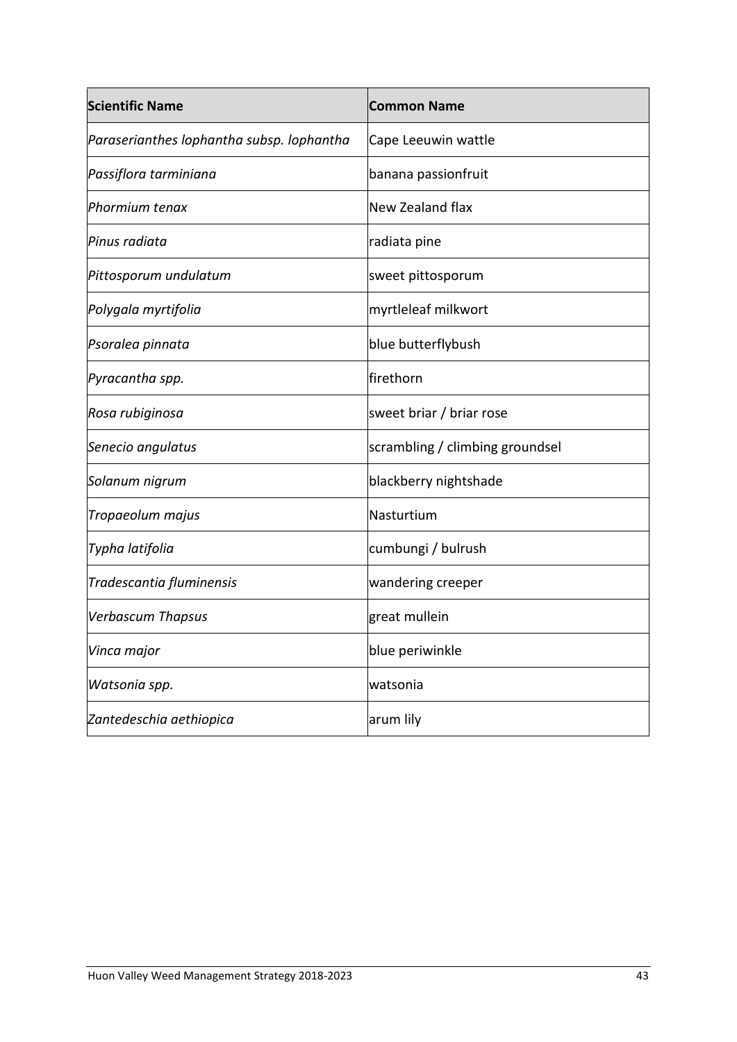| Scientific Name | Common Name |
|---|---|
| *Paraserianthes lophantha subsp. lophantha* | Cape Leeuwin wattle |
| *Passiflora tarminiana* | banana passionfruit |
| *Phormium tenax* | New Zealand flax |
| *Pinus radiata* | radiata pine |
| *Pittosporum undulatum* | sweet pittosporum |
| *Polygala myrtifolia* | myrtleleaf milkwort |
| *Psoralea pinnata* | blue butterflybush |
| *Pyracantha spp.* | firethorn |
| *Rosa rubiginosa* | sweet briar / briar rose |
| *Senecio angulatus* | scrambling / climbing groundsel |
| *Solanum nigrum* | blackberry nightshade |
| *Tropaeolum majus* | Nasturtium |
| *Typha latifolia* | cumbungi / bulrush |
| *Tradescantia fluminensis* | wandering creeper |
| *Verbascum Thapsus* | great mullein |
| *Vinca major* | blue periwinkle |
| *Watsonia spp.* | watsonia |
| *Zantedeschia aethiopica* | arum lily |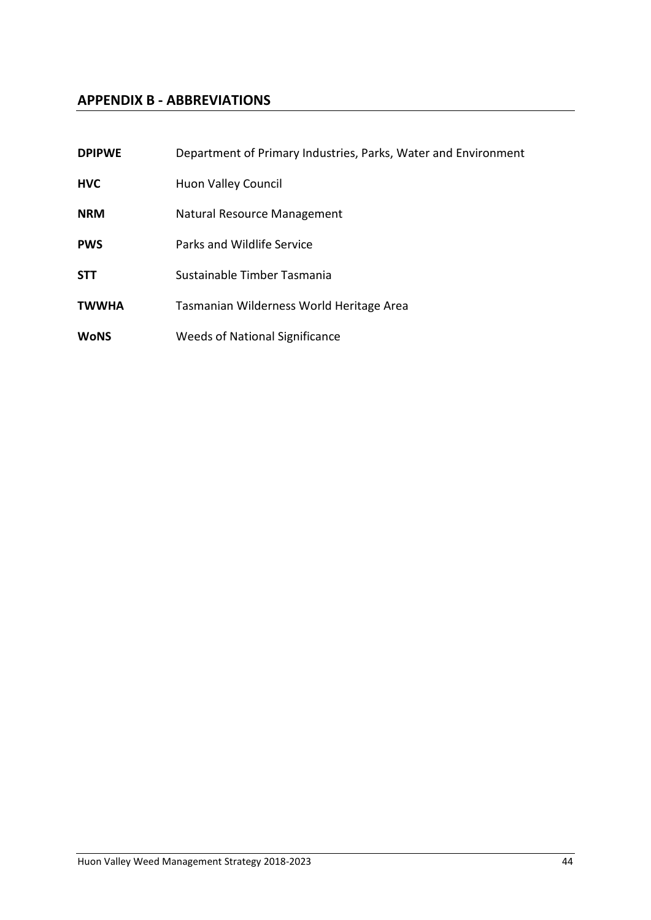## APPENDIX B - ABBREVIATIONS

| | |
|---|---|
| **DPIPWE** | Department of Primary Industries, Parks, Water and Environment |
| **HVC** | Huon Valley Council |
| **NRM** | Natural Resource Management |
| **PWS** | Parks and Wildlife Service |
| **STT** | Sustainable Timber Tasmania |
| **TWWHA** | Tasmanian Wilderness World Heritage Area |
| **WoNS** | Weeds of National Significance |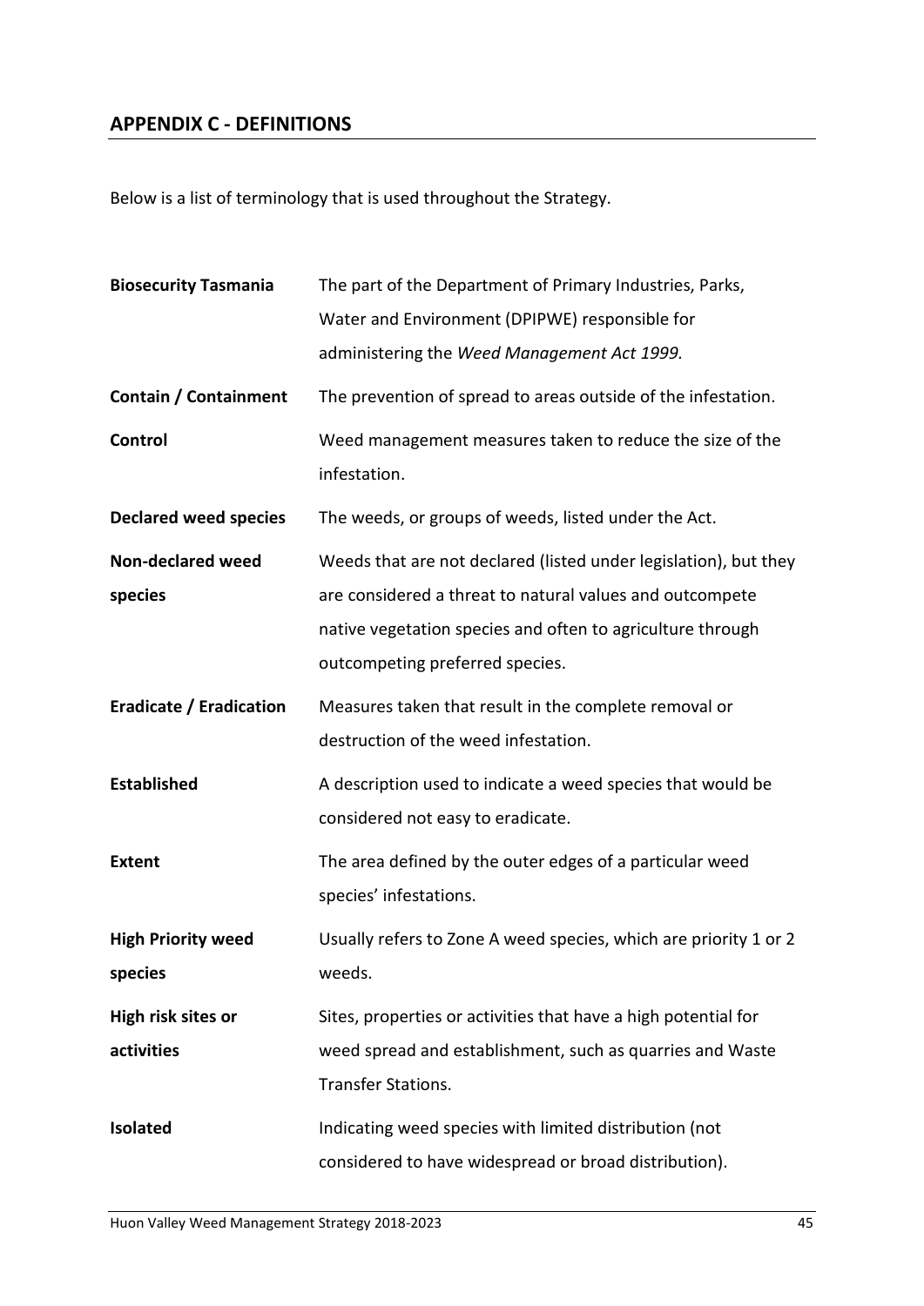## APPENDIX C - DEFINITIONS

Below is a list of terminology that is used throughout the Strategy.

| | |
|---|---|
| **Biosecurity Tasmania** | The part of the Department of Primary Industries, Parks, Water and Environment (DPIPWE) responsible for administering the *Weed Management Act 1999.* |
| **Contain / Containment** | The prevention of spread to areas outside of the infestation. |
| **Control** | Weed management measures taken to reduce the size of the infestation. |
| **Declared weed species** | The weeds, or groups of weeds, listed under the Act. |
| **Non-declared weed species** | Weeds that are not declared (listed under legislation), but they are considered a threat to natural values and outcompete native vegetation species and often to agriculture through outcompeting preferred species. |
| **Eradicate / Eradication** | Measures taken that result in the complete removal or destruction of the weed infestation. |
| **Established** | A description used to indicate a weed species that would be considered not easy to eradicate. |
| **Extent** | The area defined by the outer edges of a particular weed species' infestations. |
| **High Priority weed species** | Usually refers to Zone A weed species, which are priority 1 or 2 weeds. |
| **High risk sites or activities** | Sites, properties or activities that have a high potential for weed spread and establishment, such as quarries and Waste Transfer Stations. |
| **Isolated** | Indicating weed species with limited distribution (not considered to have widespread or broad distribution). |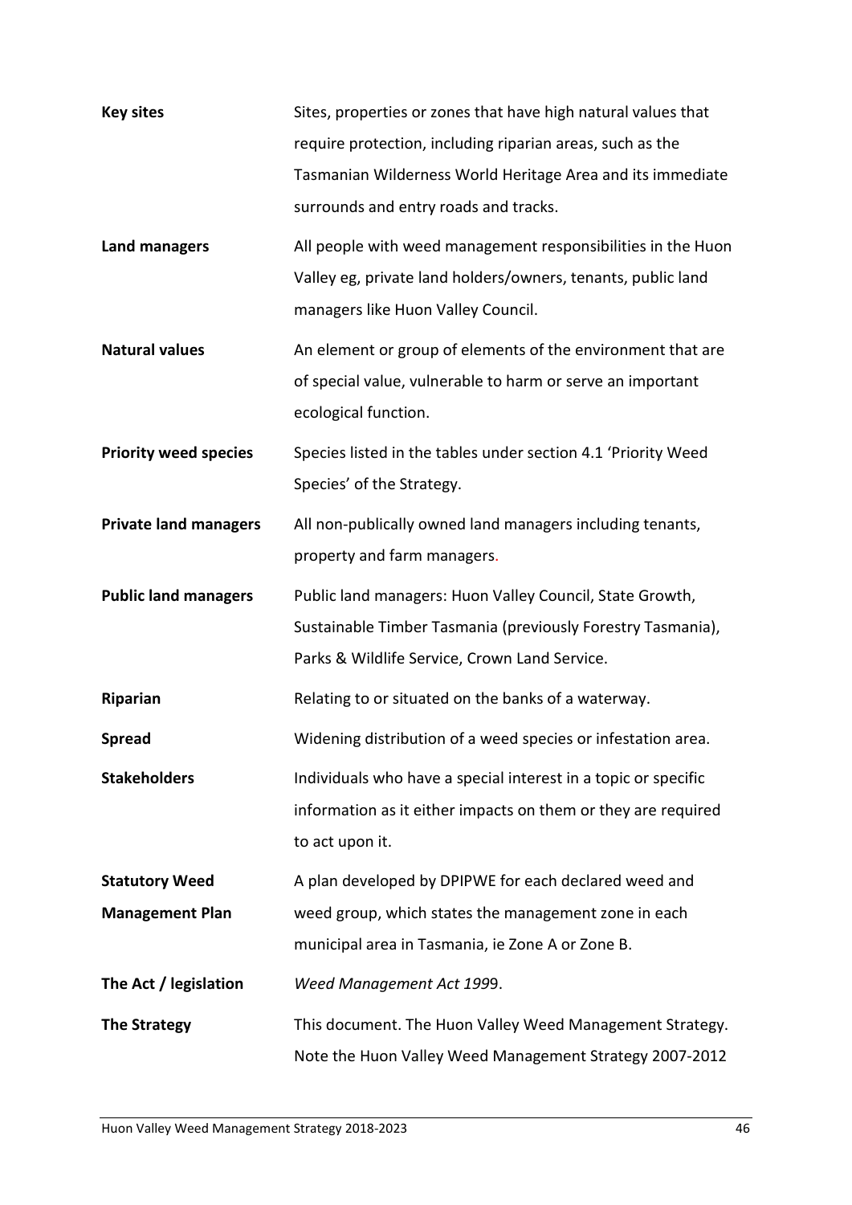| | |
|---|---|
| **Key sites** | Sites, properties or zones that have high natural values that require protection, including riparian areas, such as the Tasmanian Wilderness World Heritage Area and its immediate surrounds and entry roads and tracks. |
| **Land managers** | All people with weed management responsibilities in the Huon Valley eg, private land holders/owners, tenants, public land managers like Huon Valley Council. |
| **Natural values** | An element or group of elements of the environment that are of special value, vulnerable to harm or serve an important ecological function. |
| **Priority weed species** | Species listed in the tables under section 4.1 'Priority Weed Species' of the Strategy. |
| **Private land managers** | All non-publically owned land managers including tenants, property and farm managers. |
| **Public land managers** | Public land managers: Huon Valley Council, State Growth, Sustainable Timber Tasmania (previously Forestry Tasmania), Parks & Wildlife Service, Crown Land Service. |
| **Riparian** | Relating to or situated on the banks of a waterway. |
| **Spread** | Widening distribution of a weed species or infestation area. |
| **Stakeholders** | Individuals who have a special interest in a topic or specific information as it either impacts on them or they are required to act upon it. |
| **Statutory Weed Management Plan** | A plan developed by DPIPWE for each declared weed and weed group, which states the management zone in each municipal area in Tasmania, ie Zone A or Zone B. |
| **The Act / legislation** | *Weed Management Act 199*9. |
| **The Strategy** | This document. The Huon Valley Weed Management Strategy. Note the Huon Valley Weed Management Strategy 2007-2012 |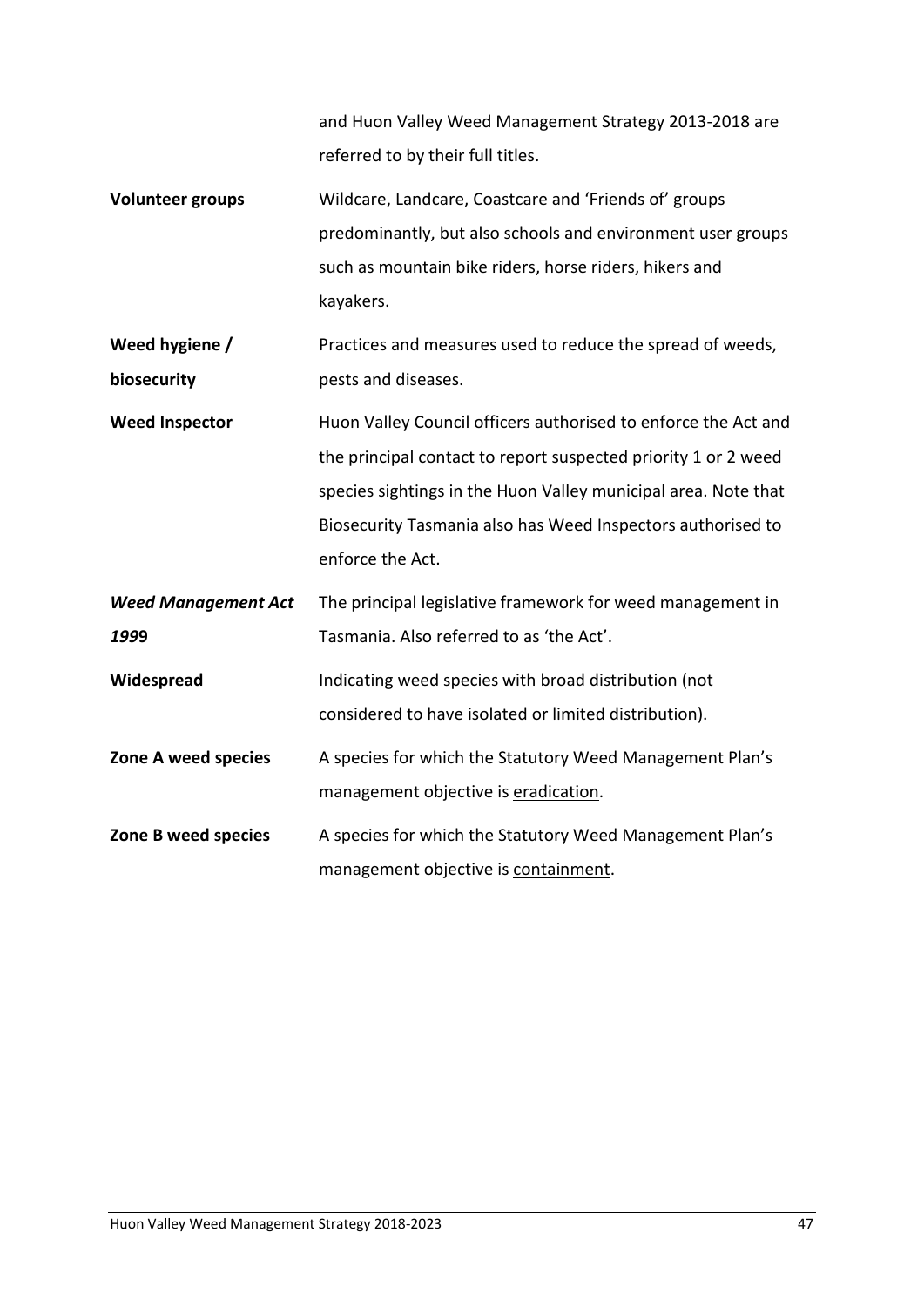and Huon Valley Weed Management Strategy 2013-2018 are referred to by their full titles.

| | |
|---|---|
| **Volunteer groups** | Wildcare, Landcare, Coastcare and 'Friends of' groups predominantly, but also schools and environment user groups such as mountain bike riders, horse riders, hikers and kayakers. |
| **Weed hygiene / biosecurity** | Practices and measures used to reduce the spread of weeds, pests and diseases. |
| **Weed Inspector** | Huon Valley Council officers authorised to enforce the Act and the principal contact to report suspected priority 1 or 2 weed species sightings in the Huon Valley municipal area. Note that Biosecurity Tasmania also has Weed Inspectors authorised to enforce the Act. |
| ***Weed Management Act 1999*** | The principal legislative framework for weed management in Tasmania. Also referred to as 'the Act'. |
| **Widespread** | Indicating weed species with broad distribution (not considered to have isolated or limited distribution). |
| **Zone A weed species** | A species for which the Statutory Weed Management Plan's management objective is eradication. |
| **Zone B weed species** | A species for which the Statutory Weed Management Plan's management objective is containment. |